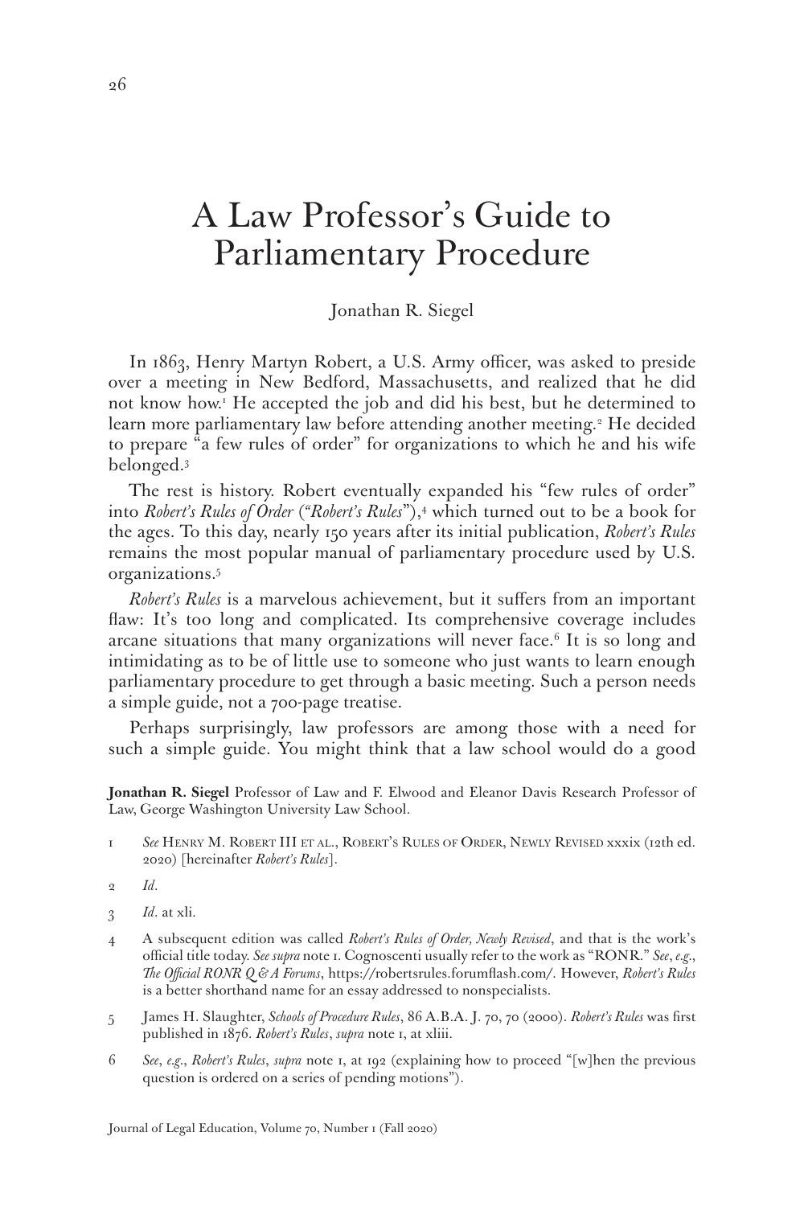# A Law Professor's Guide to Parliamentary Procedure

Jonathan R. Siegel

In 1863, Henry Martyn Robert, a U.S. Army officer, was asked to preside over a meeting in New Bedford, Massachusetts, and realized that he did not know how.[1] He accepted the job and did his best, but he determined to learn more parliamentary law before attending another meeting.[2] He decided to prepare "a few rules of order" for organizations to which he and his wife belonged.[3]

The rest is history. Robert eventually expanded his "few rules of order" into *Robert's Rules of Order* ("*Robert's Rules*"),[4] which turned out to be a book for the ages. To this day, nearly 150 years after its initial publication, *Robert's Rules* remains the most popular manual of parliamentary procedure used by U.S. organizations.[5]

*Robert's Rules* is a marvelous achievement, but it suffers from an important flaw: It's too long and complicated. Its comprehensive coverage includes arcane situations that many organizations will never face.[6] It is so long and intimidating as to be of little use to someone who just wants to learn enough parliamentary procedure to get through a basic meeting. Such a person needs a simple guide, not a 700-page treatise.

Perhaps surprisingly, law professors are among those with a need for such a simple guide. You might think that a law school would do a good

**Jonathan R. Siegel** Professor of Law and F. Elwood and Eleanor Davis Research Professor of Law, George Washington University Law School.

1 *See* Henry M. Robert III et al., Robert's Rules of Order, Newly Revised xxxix (12th ed. 2020) [hereinafter *Robert's Rules*].

2 *Id*.

3 *Id*. at xli.

4 A subsequent edition was called *Robert's Rules of Order, Newly Revised*, and that is the work's official title today. *See supra* note 1. Cognoscenti usually refer to the work as "RONR." *See*, *e.g.*, *The Official RONR Q & A Forums*, https://robertsrules.forumflash.com/. However, *Robert's Rules* is a better shorthand name for an essay addressed to nonspecialists.

5 James H. Slaughter, *Schools of Procedure Rules*, 86 A.B.A. J. 70, 70 (2000). *Robert's Rules* was first published in 1876. *Robert's Rules*, *supra* note 1, at xliii.

6 *See*, *e.g.*, *Robert's Rules*, *supra* note 1, at 192 (explaining how to proceed "[w]hen the previous question is ordered on a series of pending motions").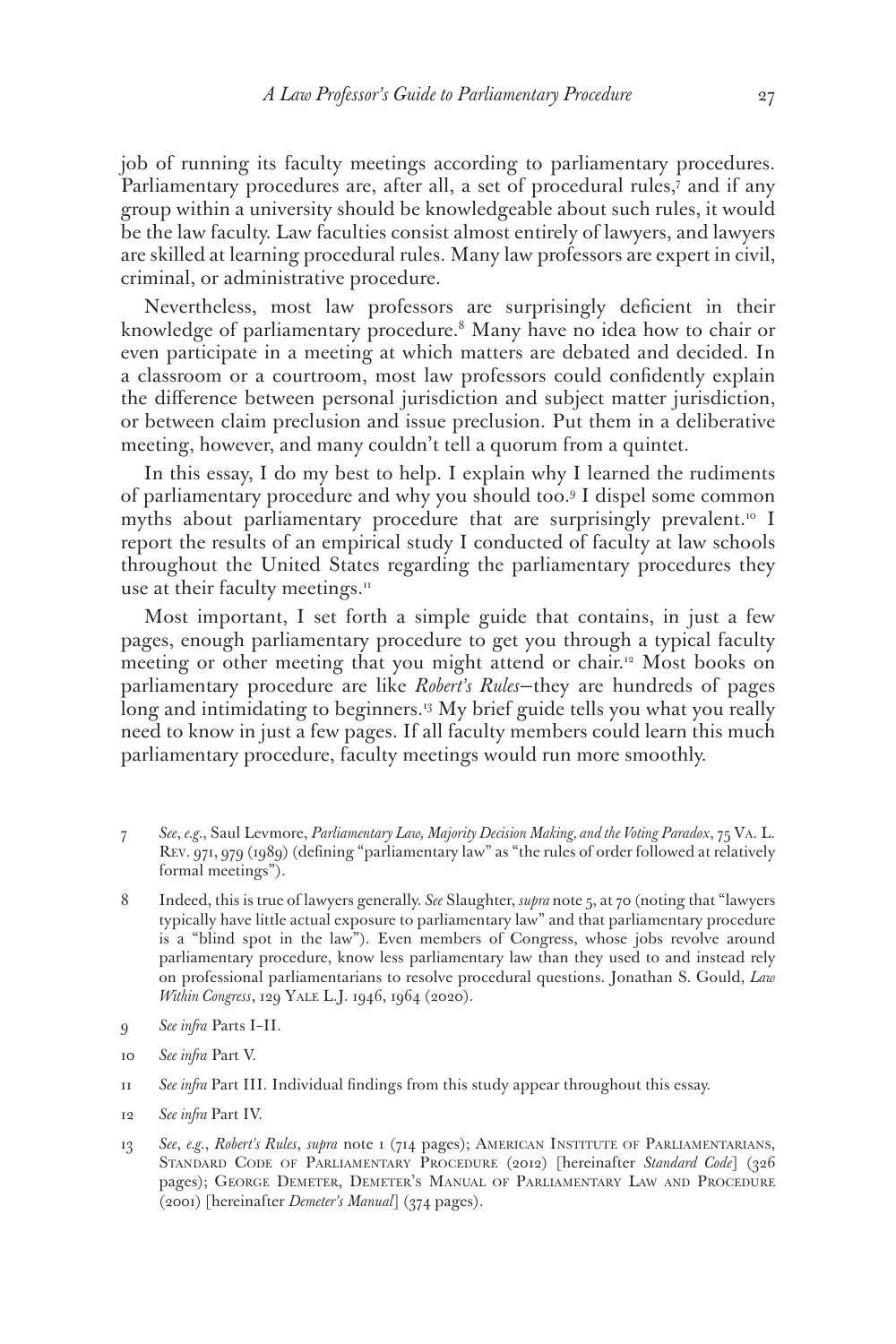job of running its faculty meetings according to parliamentary procedures. Parliamentary procedures are, after all, a set of procedural rules,[7] and if any group within a university should be knowledgeable about such rules, it would be the law faculty. Law faculties consist almost entirely of lawyers, and lawyers are skilled at learning procedural rules. Many law professors are expert in civil, criminal, or administrative procedure.

Nevertheless, most law professors are surprisingly deficient in their knowledge of parliamentary procedure.[8] Many have no idea how to chair or even participate in a meeting at which matters are debated and decided. In a classroom or a courtroom, most law professors could confidently explain the difference between personal jurisdiction and subject matter jurisdiction, or between claim preclusion and issue preclusion. Put them in a deliberative meeting, however, and many couldn't tell a quorum from a quintet.

In this essay, I do my best to help. I explain why I learned the rudiments of parliamentary procedure and why you should too.[9] I dispel some common myths about parliamentary procedure that are surprisingly prevalent.[10] I report the results of an empirical study I conducted of faculty at law schools throughout the United States regarding the parliamentary procedures they use at their faculty meetings.[11]

Most important, I set forth a simple guide that contains, in just a few pages, enough parliamentary procedure to get you through a typical faculty meeting or other meeting that you might attend or chair.[12] Most books on parliamentary procedure are like *Robert's Rules*—they are hundreds of pages long and intimidating to beginners.[13] My brief guide tells you what you really need to know in just a few pages. If all faculty members could learn this much parliamentary procedure, faculty meetings would run more smoothly.

7 *See, e.g.*, Saul Levmore, *Parliamentary Law, Majority Decision Making, and the Voting Paradox*, 75 Va. L. Rev. 971, 979 (1989) (defining "parliamentary law" as "the rules of order followed at relatively formal meetings").

8 Indeed, this is true of lawyers generally. *See* Slaughter, *supra* note 5, at 70 (noting that "lawyers typically have little actual exposure to parliamentary law" and that parliamentary procedure is a "blind spot in the law"). Even members of Congress, whose jobs revolve around parliamentary procedure, know less parliamentary law than they used to and instead rely on professional parliamentarians to resolve procedural questions. Jonathan S. Gould, *Law Within Congress*, 129 Yale L.J. 1946, 1964 (2020).

9 *See infra* Parts I–II.

10 *See infra* Part V.

11 *See infra* Part III. Individual findings from this study appear throughout this essay.

12 *See infra* Part IV.

13 *See, e.g.*, *Robert's Rules*, *supra* note 1 (714 pages); American Institute of Parliamentarians, Standard Code of Parliamentary Procedure (2012) [hereinafter *Standard Code*] (326 pages); George Demeter, Demeter's Manual of Parliamentary Law and Procedure (2001) [hereinafter *Demeter's Manual*] (374 pages).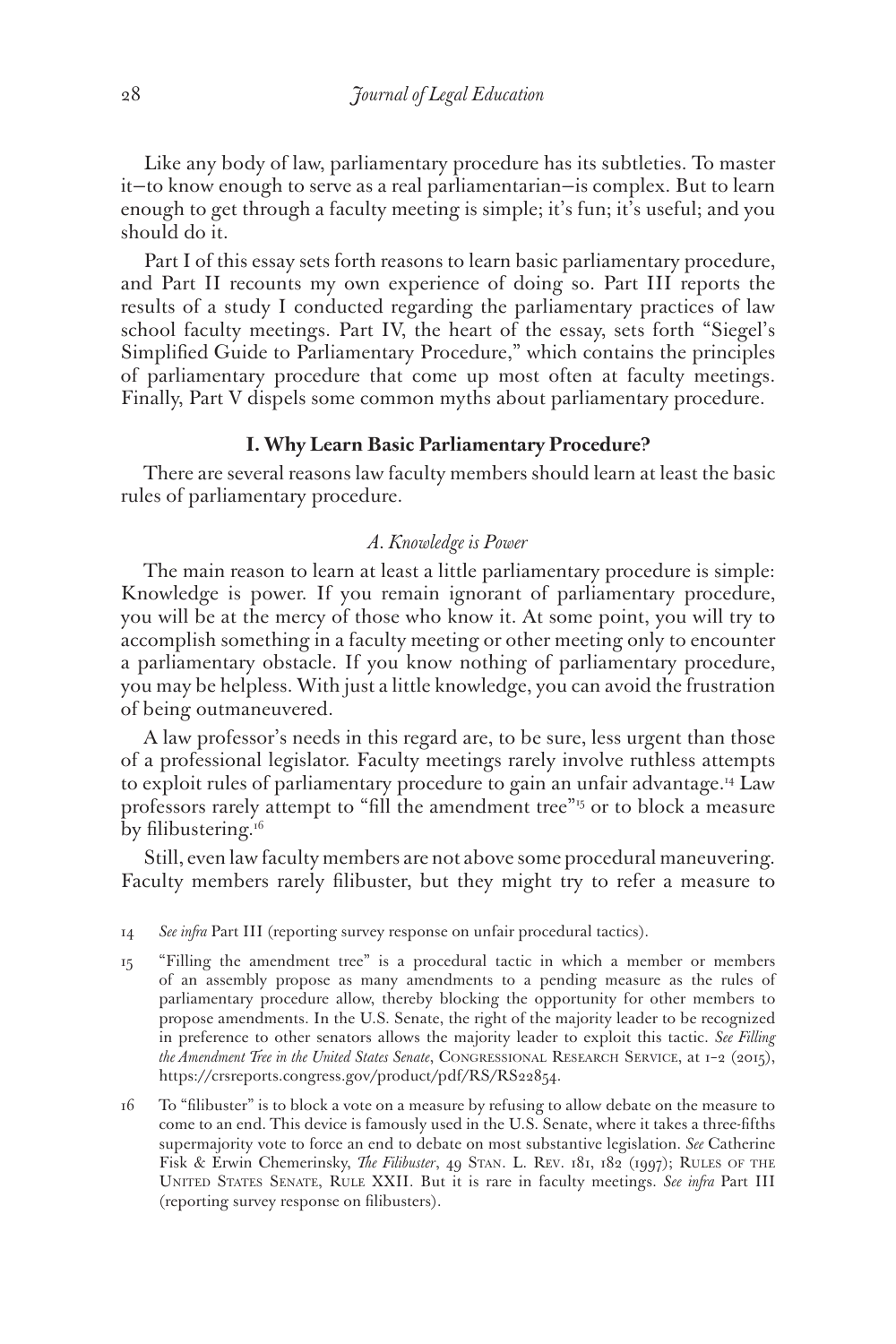Like any body of law, parliamentary procedure has its subtleties. To master it—to know enough to serve as a real parliamentarian—is complex. But to learn enough to get through a faculty meeting is simple; it's fun; it's useful; and you should do it.

Part I of this essay sets forth reasons to learn basic parliamentary procedure, and Part II recounts my own experience of doing so. Part III reports the results of a study I conducted regarding the parliamentary practices of law school faculty meetings. Part IV, the heart of the essay, sets forth "Siegel's Simplified Guide to Parliamentary Procedure," which contains the principles of parliamentary procedure that come up most often at faculty meetings. Finally, Part V dispels some common myths about parliamentary procedure.

## I. Why Learn Basic Parliamentary Procedure?

There are several reasons law faculty members should learn at least the basic rules of parliamentary procedure.

### *A. Knowledge is Power*

The main reason to learn at least a little parliamentary procedure is simple: Knowledge is power. If you remain ignorant of parliamentary procedure, you will be at the mercy of those who know it. At some point, you will try to accomplish something in a faculty meeting or other meeting only to encounter a parliamentary obstacle. If you know nothing of parliamentary procedure, you may be helpless. With just a little knowledge, you can avoid the frustration of being outmaneuvered.

A law professor's needs in this regard are, to be sure, less urgent than those of a professional legislator. Faculty meetings rarely involve ruthless attempts to exploit rules of parliamentary procedure to gain an unfair advantage.[14] Law professors rarely attempt to "fill the amendment tree"[15] or to block a measure by filibustering.[16]

Still, even law faculty members are not above some procedural maneuvering. Faculty members rarely filibuster, but they might try to refer a measure to

14 *See infra* Part III (reporting survey response on unfair procedural tactics).

15 "Filling the amendment tree" is a procedural tactic in which a member or members of an assembly propose as many amendments to a pending measure as the rules of parliamentary procedure allow, thereby blocking the opportunity for other members to propose amendments. In the U.S. Senate, the right of the majority leader to be recognized in preference to other senators allows the majority leader to exploit this tactic. *See Filling the Amendment Tree in the United States Senate*, Congressional Research Service, at 1–2 (2015), https://crsreports.congress.gov/product/pdf/RS/RS22854.

16 To "filibuster" is to block a vote on a measure by refusing to allow debate on the measure to come to an end. This device is famously used in the U.S. Senate, where it takes a three-fifths supermajority vote to force an end to debate on most substantive legislation. *See* Catherine Fisk & Erwin Chemerinsky, *The Filibuster*, 49 Stan. L. Rev. 181, 182 (1997); Rules of the United States Senate, Rule XXII. But it is rare in faculty meetings. *See infra* Part III (reporting survey response on filibusters).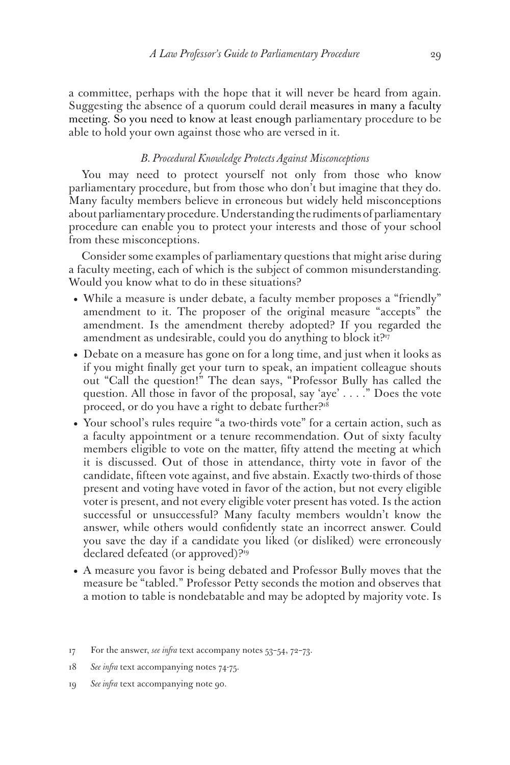a committee, perhaps with the hope that it will never be heard from again. Suggesting the absence of a quorum could derail measures in many a faculty meeting. So you need to know at least enough parliamentary procedure to be able to hold your own against those who are versed in it.

### *B. Procedural Knowledge Protects Against Misconceptions*

You may need to protect yourself not only from those who know parliamentary procedure, but from those who don't but imagine that they do. Many faculty members believe in erroneous but widely held misconceptions about parliamentary procedure. Understanding the rudiments of parliamentary procedure can enable you to protect your interests and those of your school from these misconceptions.

Consider some examples of parliamentary questions that might arise during a faculty meeting, each of which is the subject of common misunderstanding. Would you know what to do in these situations?

- While a measure is under debate, a faculty member proposes a "friendly" amendment to it. The proposer of the original measure "accepts" the amendment. Is the amendment thereby adopted? If you regarded the amendment as undesirable, could you do anything to block it?[17]
- Debate on a measure has gone on for a long time, and just when it looks as if you might finally get your turn to speak, an impatient colleague shouts out "Call the question!" The dean says, "Professor Bully has called the question. All those in favor of the proposal, say 'aye' . . . ." Does the vote proceed, or do you have a right to debate further?[18]
- Your school's rules require "a two-thirds vote" for a certain action, such as a faculty appointment or a tenure recommendation. Out of sixty faculty members eligible to vote on the matter, fifty attend the meeting at which it is discussed. Out of those in attendance, thirty vote in favor of the candidate, fifteen vote against, and five abstain. Exactly two-thirds of those present and voting have voted in favor of the action, but not every eligible voter is present, and not every eligible voter present has voted. Is the action successful or unsuccessful? Many faculty members wouldn't know the answer, while others would confidently state an incorrect answer. Could you save the day if a candidate you liked (or disliked) were erroneously declared defeated (or approved)?[19]
- A measure you favor is being debated and Professor Bully moves that the measure be "tabled." Professor Petty seconds the motion and observes that a motion to table is nondebatable and may be adopted by majority vote. Is

17 For the answer, *see infra* text accompany notes 53-54, 72-73.

18 *See infra* text accompanying notes 74-75.

19 *See infra* text accompanying note 90.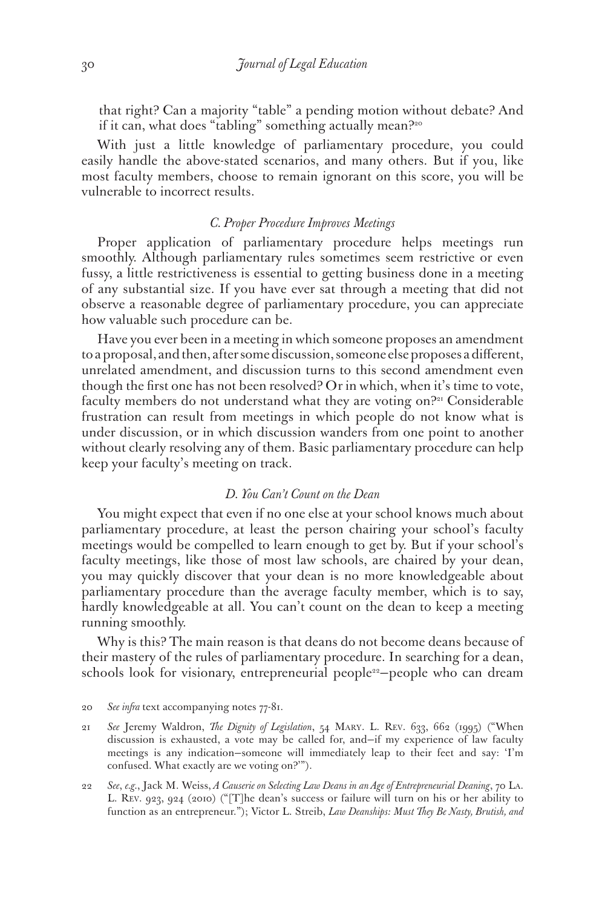that right? Can a majority "table" a pending motion without debate? And if it can, what does "tabling" something actually mean?[20]

With just a little knowledge of parliamentary procedure, you could easily handle the above-stated scenarios, and many others. But if you, like most faculty members, choose to remain ignorant on this score, you will be vulnerable to incorrect results.

### *C. Proper Procedure Improves Meetings*

Proper application of parliamentary procedure helps meetings run smoothly. Although parliamentary rules sometimes seem restrictive or even fussy, a little restrictiveness is essential to getting business done in a meeting of any substantial size. If you have ever sat through a meeting that did not observe a reasonable degree of parliamentary procedure, you can appreciate how valuable such procedure can be.

Have you ever been in a meeting in which someone proposes an amendment to a proposal, and then, after some discussion, someone else proposes a different, unrelated amendment, and discussion turns to this second amendment even though the first one has not been resolved? Or in which, when it's time to vote, faculty members do not understand what they are voting on?[21] Considerable frustration can result from meetings in which people do not know what is under discussion, or in which discussion wanders from one point to another without clearly resolving any of them. Basic parliamentary procedure can help keep your faculty's meeting on track.

### *D. You Can't Count on the Dean*

You might expect that even if no one else at your school knows much about parliamentary procedure, at least the person chairing your school's faculty meetings would be compelled to learn enough to get by. But if your school's faculty meetings, like those of most law schools, are chaired by your dean, you may quickly discover that your dean is no more knowledgeable about parliamentary procedure than the average faculty member, which is to say, hardly knowledgeable at all. You can't count on the dean to keep a meeting running smoothly.

Why is this? The main reason is that deans do not become deans because of their mastery of the rules of parliamentary procedure. In searching for a dean, schools look for visionary, entrepreneurial people[22]—people who can dream

---

20 *See infra* text accompanying notes 77-81.

21 *See* Jeremy Waldron, *The Dignity of Legislation*, 54 Mary. L. Rev. 633, 662 (1995) ("When discussion is exhausted, a vote may be called for, and—if my experience of law faculty meetings is any indication—someone will immediately leap to their feet and say: 'I'm confused. What exactly are we voting on?'").

22 *See, e.g.*, Jack M. Weiss, *A Causerie on Selecting Law Deans in an Age of Entrepreneurial Deaning*, 70 La. L. Rev. 923, 924 (2010) ("[T]he dean's success or failure will turn on his or her ability to function as an entrepreneur."); Victor L. Streib, *Law Deanships: Must They Be Nasty, Brutish, and*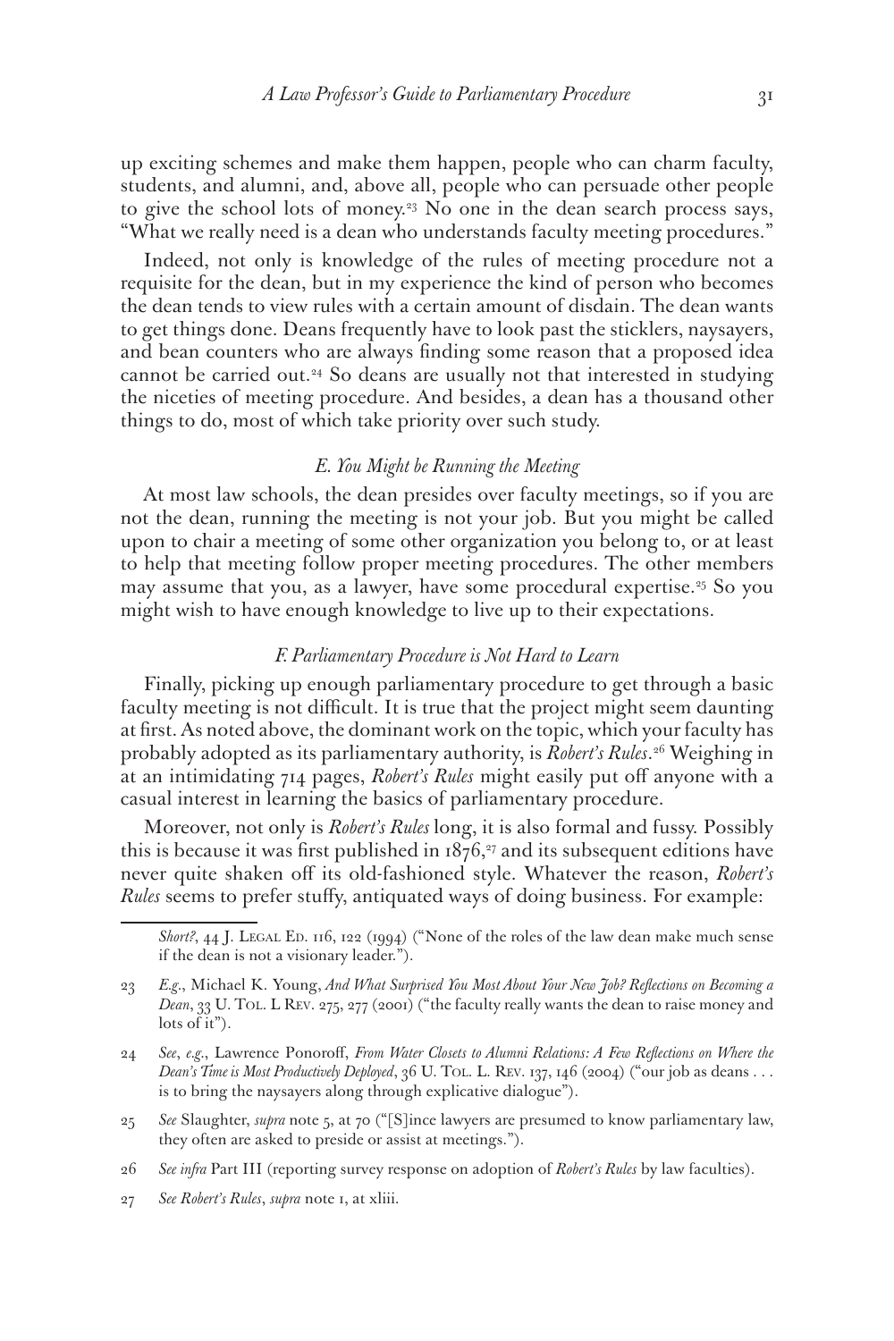up exciting schemes and make them happen, people who can charm faculty, students, and alumni, and, above all, people who can persuade other people to give the school lots of money.[23] No one in the dean search process says, "What we really need is a dean who understands faculty meeting procedures."

Indeed, not only is knowledge of the rules of meeting procedure not a requisite for the dean, but in my experience the kind of person who becomes the dean tends to view rules with a certain amount of disdain. The dean wants to get things done. Deans frequently have to look past the sticklers, naysayers, and bean counters who are always finding some reason that a proposed idea cannot be carried out.[24] So deans are usually not that interested in studying the niceties of meeting procedure. And besides, a dean has a thousand other things to do, most of which take priority over such study.

### *E. You Might be Running the Meeting*

At most law schools, the dean presides over faculty meetings, so if you are not the dean, running the meeting is not your job. But you might be called upon to chair a meeting of some other organization you belong to, or at least to help that meeting follow proper meeting procedures. The other members may assume that you, as a lawyer, have some procedural expertise.[25] So you might wish to have enough knowledge to live up to their expectations.

### *F. Parliamentary Procedure is Not Hard to Learn*

Finally, picking up enough parliamentary procedure to get through a basic faculty meeting is not difficult. It is true that the project might seem daunting at first. As noted above, the dominant work on the topic, which your faculty has probably adopted as its parliamentary authority, is *Robert's Rules*.[26] Weighing in at an intimidating 714 pages, *Robert's Rules* might easily put off anyone with a casual interest in learning the basics of parliamentary procedure.

Moreover, not only is *Robert's Rules* long, it is also formal and fussy. Possibly this is because it was first published in 1876,[27] and its subsequent editions have never quite shaken off its old-fashioned style. Whatever the reason, *Robert's Rules* seems to prefer stuffy, antiquated ways of doing business. For example:

---

*Short?*, 44 J. Legal Ed. 116, 122 (1994) ("None of the roles of the law dean make much sense if the dean is not a visionary leader.").

23 *E.g.*, Michael K. Young, *And What Surprised You Most About Your New Job? Reflections on Becoming a Dean*, 33 U. Tol. L Rev. 275, 277 (2001) ("the faculty really wants the dean to raise money and lots of it").

24 *See*, *e.g.*, Lawrence Ponoroff, *From Water Closets to Alumni Relations: A Few Reflections on Where the Dean's Time is Most Productively Deployed*, 36 U. Tol. L. Rev. 137, 146 (2004) ("our job as deans . . . is to bring the naysayers along through explicative dialogue").

25 *See* Slaughter, *supra* note 5, at 70 ("[S]ince lawyers are presumed to know parliamentary law, they often are asked to preside or assist at meetings.").

26 *See infra* Part III (reporting survey response on adoption of *Robert's Rules* by law faculties).

27 *See Robert's Rules*, *supra* note 1, at xliii.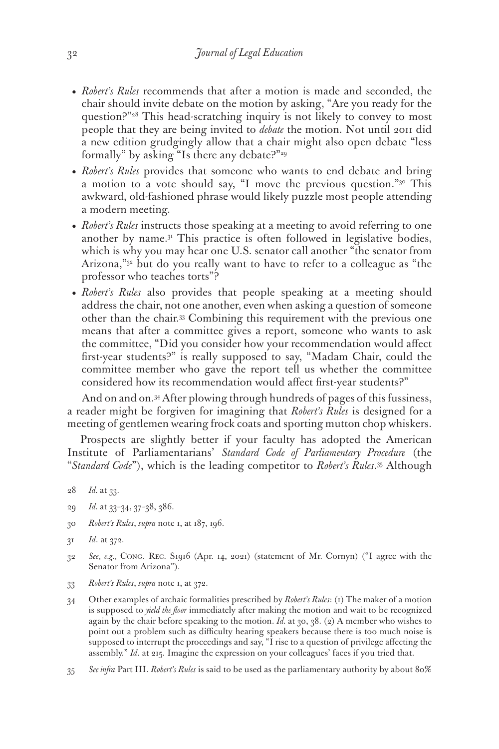- *Robert's Rules* recommends that after a motion is made and seconded, the chair should invite debate on the motion by asking, "Are you ready for the question?"[28] This head-scratching inquiry is not likely to convey to most people that they are being invited to *debate* the motion. Not until 2011 did a new edition grudgingly allow that a chair might also open debate "less formally" by asking "Is there any debate?"[29]
- *Robert's Rules* provides that someone who wants to end debate and bring a motion to a vote should say, "I move the previous question."[30] This awkward, old-fashioned phrase would likely puzzle most people attending a modern meeting.
- *Robert's Rules* instructs those speaking at a meeting to avoid referring to one another by name.[31] This practice is often followed in legislative bodies, which is why you may hear one U.S. senator call another "the senator from Arizona,"[32] but do you really want to have to refer to a colleague as "the professor who teaches torts"?
- *Robert's Rules* also provides that people speaking at a meeting should address the chair, not one another, even when asking a question of someone other than the chair.[33] Combining this requirement with the previous one means that after a committee gives a report, someone who wants to ask the committee, "Did you consider how your recommendation would affect first-year students?" is really supposed to say, "Madam Chair, could the committee member who gave the report tell us whether the committee considered how its recommendation would affect first-year students?"

And on and on.[34] After plowing through hundreds of pages of this fussiness, a reader might be forgiven for imagining that *Robert's Rules* is designed for a meeting of gentlemen wearing frock coats and sporting mutton chop whiskers.

Prospects are slightly better if your faculty has adopted the American Institute of Parliamentarians' *Standard Code of Parliamentary Procedure* (the "*Standard Code*"), which is the leading competitor to *Robert's Rules*.[35] Although

28 *Id.* at 33.

29 *Id.* at 33–34, 37–38, 386.

30 *Robert's Rules*, *supra* note 1, at 187, 196.

31 *Id*. at 372.

32 *See*, *e.g*., Cong. Rec. S1916 (Apr. 14, 2021) (statement of Mr. Cornyn) ("I agree with the Senator from Arizona").

33 *Robert's Rules*, *supra* note 1, at 372.

34 Other examples of archaic formalities prescribed by *Robert's Rules*: (1) The maker of a motion is supposed to *yield the floor* immediately after making the motion and wait to be recognized again by the chair before speaking to the motion. *Id.* at 30, 38. (2) A member who wishes to point out a problem such as difficulty hearing speakers because there is too much noise is supposed to interrupt the proceedings and say, "I rise to a question of privilege affecting the assembly." *Id*. at 215. Imagine the expression on your colleagues' faces if you tried that.

35 *See infra* Part III. *Robert's Rules* is said to be used as the parliamentary authority by about 80%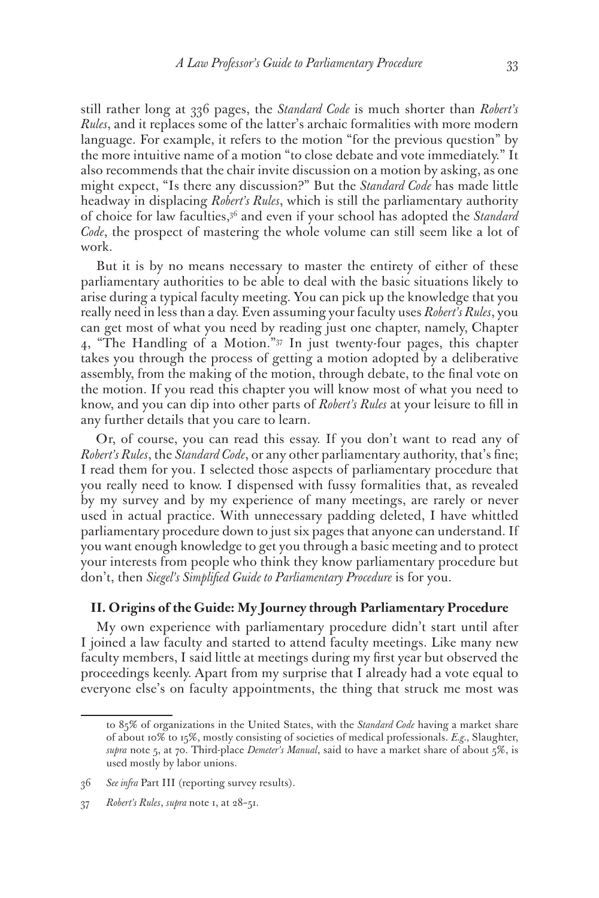still rather long at 336 pages, the *Standard Code* is much shorter than *Robert's Rules*, and it replaces some of the latter's archaic formalities with more modern language. For example, it refers to the motion "for the previous question" by the more intuitive name of a motion "to close debate and vote immediately." It also recommends that the chair invite discussion on a motion by asking, as one might expect, "Is there any discussion?" But the *Standard Code* has made little headway in displacing *Robert's Rules*, which is still the parliamentary authority of choice for law faculties,[36] and even if your school has adopted the *Standard Code*, the prospect of mastering the whole volume can still seem like a lot of work.

But it is by no means necessary to master the entirety of either of these parliamentary authorities to be able to deal with the basic situations likely to arise during a typical faculty meeting. You can pick up the knowledge that you really need in less than a day. Even assuming your faculty uses *Robert's Rules*, you can get most of what you need by reading just one chapter, namely, Chapter 4, "The Handling of a Motion."[37] In just twenty-four pages, this chapter takes you through the process of getting a motion adopted by a deliberative assembly, from the making of the motion, through debate, to the final vote on the motion. If you read this chapter you will know most of what you need to know, and you can dip into other parts of *Robert's Rules* at your leisure to fill in any further details that you care to learn.

Or, of course, you can read this essay. If you don't want to read any of *Robert's Rules*, the *Standard Code*, or any other parliamentary authority, that's fine; I read them for you. I selected those aspects of parliamentary procedure that you really need to know. I dispensed with fussy formalities that, as revealed by my survey and by my experience of many meetings, are rarely or never used in actual practice. With unnecessary padding deleted, I have whittled parliamentary procedure down to just six pages that anyone can understand. If you want enough knowledge to get you through a basic meeting and to protect your interests from people who think they know parliamentary procedure but don't, then *Siegel's Simplified Guide to Parliamentary Procedure* is for you.

## II. Origins of the Guide: My Journey through Parliamentary Procedure

My own experience with parliamentary procedure didn't start until after I joined a law faculty and started to attend faculty meetings. Like many new faculty members, I said little at meetings during my first year but observed the proceedings keenly. Apart from my surprise that I already had a vote equal to everyone else's on faculty appointments, the thing that struck me most was

---

to 85% of organizations in the United States, with the *Standard Code* having a market share of about 10% to 15%, mostly consisting of societies of medical professionals. *E.g.*, Slaughter, *supra* note 5, at 70. Third-place *Demeter's Manual*, said to have a market share of about 5%, is used mostly by labor unions.

36 *See infra* Part III (reporting survey results).

37 *Robert's Rules*, *supra* note 1, at 28–51.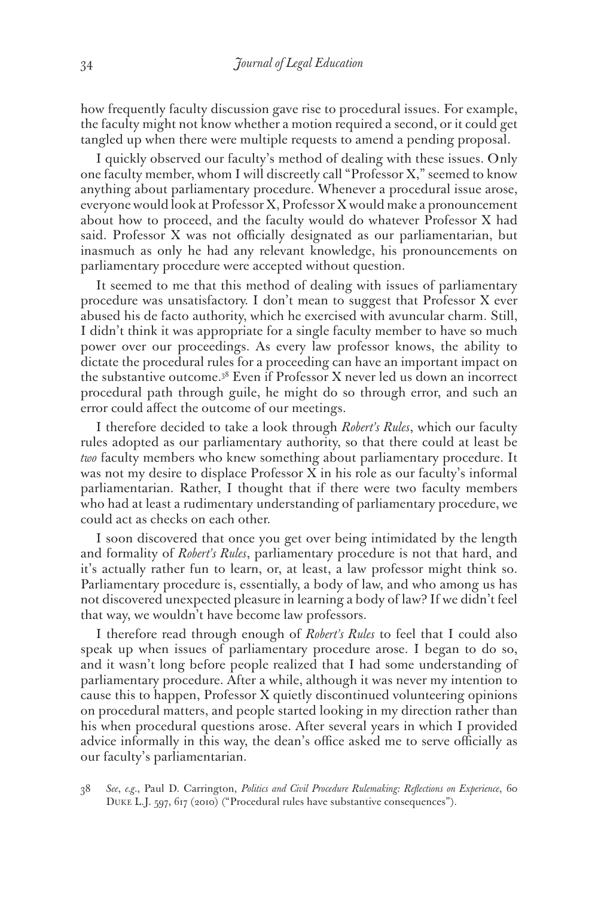how frequently faculty discussion gave rise to procedural issues. For example, the faculty might not know whether a motion required a second, or it could get tangled up when there were multiple requests to amend a pending proposal.

I quickly observed our faculty's method of dealing with these issues. Only one faculty member, whom I will discreetly call "Professor X," seemed to know anything about parliamentary procedure. Whenever a procedural issue arose, everyone would look at Professor X, Professor X would make a pronouncement about how to proceed, and the faculty would do whatever Professor X had said. Professor X was not officially designated as our parliamentarian, but inasmuch as only he had any relevant knowledge, his pronouncements on parliamentary procedure were accepted without question.

It seemed to me that this method of dealing with issues of parliamentary procedure was unsatisfactory. I don't mean to suggest that Professor X ever abused his de facto authority, which he exercised with avuncular charm. Still, I didn't think it was appropriate for a single faculty member to have so much power over our proceedings. As every law professor knows, the ability to dictate the procedural rules for a proceeding can have an important impact on the substantive outcome.[38] Even if Professor X never led us down an incorrect procedural path through guile, he might do so through error, and such an error could affect the outcome of our meetings.

I therefore decided to take a look through *Robert's Rules*, which our faculty rules adopted as our parliamentary authority, so that there could at least be *two* faculty members who knew something about parliamentary procedure. It was not my desire to displace Professor X in his role as our faculty's informal parliamentarian. Rather, I thought that if there were two faculty members who had at least a rudimentary understanding of parliamentary procedure, we could act as checks on each other.

I soon discovered that once you get over being intimidated by the length and formality of *Robert's Rules*, parliamentary procedure is not that hard, and it's actually rather fun to learn, or, at least, a law professor might think so. Parliamentary procedure is, essentially, a body of law, and who among us has not discovered unexpected pleasure in learning a body of law? If we didn't feel that way, we wouldn't have become law professors.

I therefore read through enough of *Robert's Rules* to feel that I could also speak up when issues of parliamentary procedure arose. I began to do so, and it wasn't long before people realized that I had some understanding of parliamentary procedure. After a while, although it was never my intention to cause this to happen, Professor X quietly discontinued volunteering opinions on procedural matters, and people started looking in my direction rather than his when procedural questions arose. After several years in which I provided advice informally in this way, the dean's office asked me to serve officially as our faculty's parliamentarian.

38 *See*, *e.g.*, Paul D. Carrington, *Politics and Civil Procedure Rulemaking: Reflections on Experience*, 60 Duke L.J. 597, 617 (2010) ("Procedural rules have substantive consequences").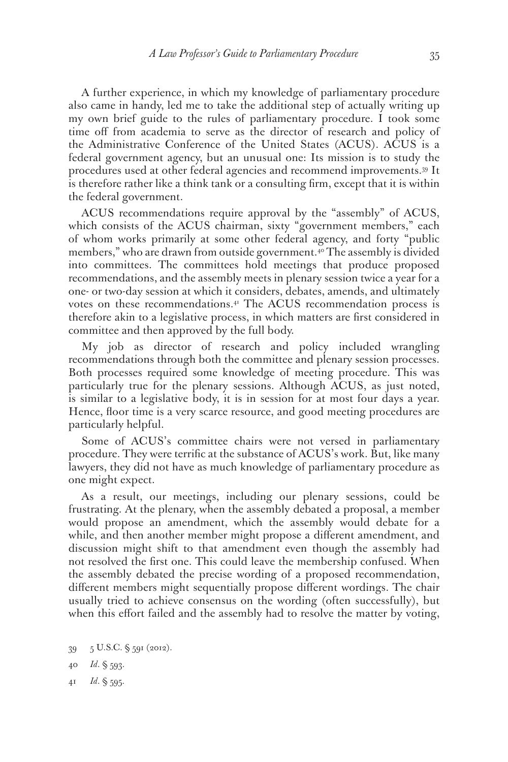A further experience, in which my knowledge of parliamentary procedure also came in handy, led me to take the additional step of actually writing up my own brief guide to the rules of parliamentary procedure. I took some time off from academia to serve as the director of research and policy of the Administrative Conference of the United States (ACUS). ACUS is a federal government agency, but an unusual one: Its mission is to study the procedures used at other federal agencies and recommend improvements.[39] It is therefore rather like a think tank or a consulting firm, except that it is within the federal government.

ACUS recommendations require approval by the "assembly" of ACUS, which consists of the ACUS chairman, sixty "government members," each of whom works primarily at some other federal agency, and forty "public members," who are drawn from outside government.[40] The assembly is divided into committees. The committees hold meetings that produce proposed recommendations, and the assembly meets in plenary session twice a year for a one- or two-day session at which it considers, debates, amends, and ultimately votes on these recommendations.[41] The ACUS recommendation process is therefore akin to a legislative process, in which matters are first considered in committee and then approved by the full body.

My job as director of research and policy included wrangling recommendations through both the committee and plenary session processes. Both processes required some knowledge of meeting procedure. This was particularly true for the plenary sessions. Although ACUS, as just noted, is similar to a legislative body, it is in session for at most four days a year. Hence, floor time is a very scarce resource, and good meeting procedures are particularly helpful.

Some of ACUS's committee chairs were not versed in parliamentary procedure. They were terrific at the substance of ACUS's work. But, like many lawyers, they did not have as much knowledge of parliamentary procedure as one might expect.

As a result, our meetings, including our plenary sessions, could be frustrating. At the plenary, when the assembly debated a proposal, a member would propose an amendment, which the assembly would debate for a while, and then another member might propose a different amendment, and discussion might shift to that amendment even though the assembly had not resolved the first one. This could leave the membership confused. When the assembly debated the precise wording of a proposed recommendation, different members might sequentially propose different wordings. The chair usually tried to achieve consensus on the wording (often successfully), but when this effort failed and the assembly had to resolve the matter by voting,

39 5 U.S.C. § 591 (2012).

40 *Id.* § 593.

41 *Id.* § 595.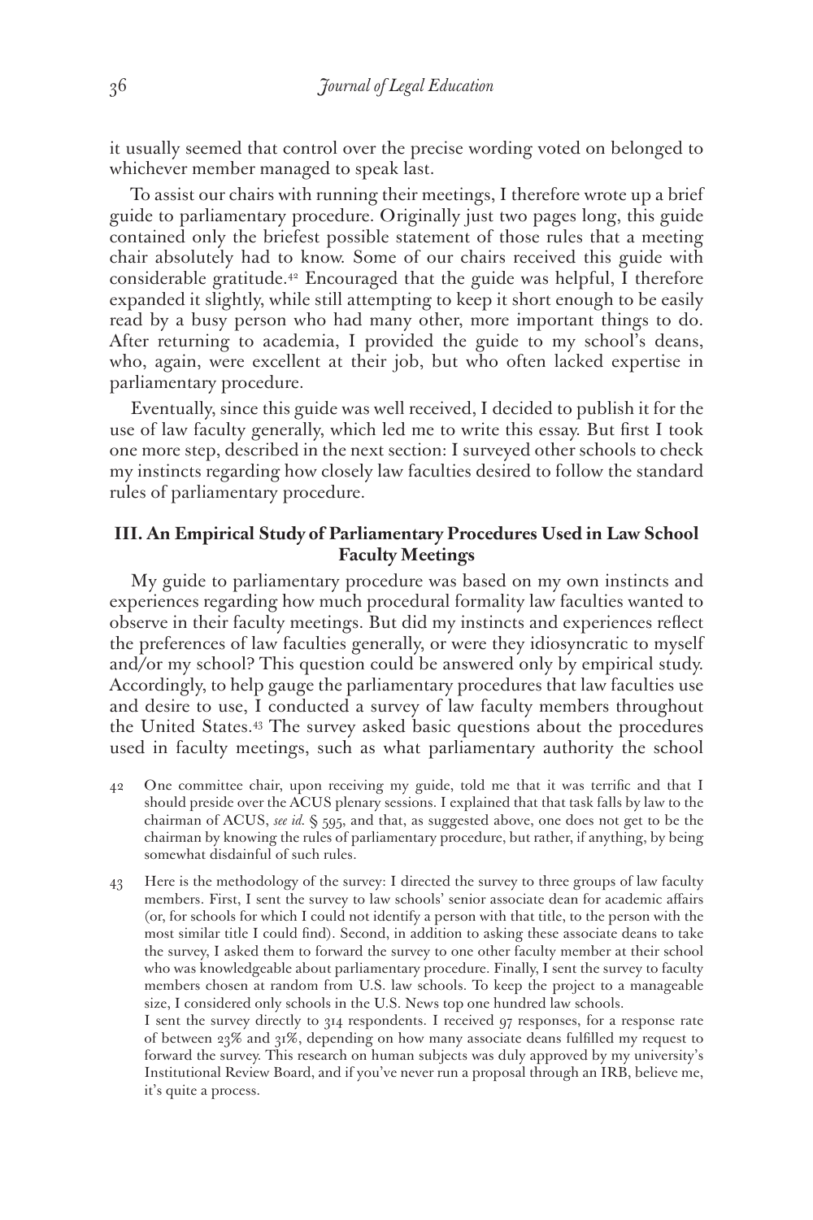it usually seemed that control over the precise wording voted on belonged to whichever member managed to speak last.

To assist our chairs with running their meetings, I therefore wrote up a brief guide to parliamentary procedure. Originally just two pages long, this guide contained only the briefest possible statement of those rules that a meeting chair absolutely had to know. Some of our chairs received this guide with considerable gratitude.[42] Encouraged that the guide was helpful, I therefore expanded it slightly, while still attempting to keep it short enough to be easily read by a busy person who had many other, more important things to do. After returning to academia, I provided the guide to my school's deans, who, again, were excellent at their job, but who often lacked expertise in parliamentary procedure.

Eventually, since this guide was well received, I decided to publish it for the use of law faculty generally, which led me to write this essay. But first I took one more step, described in the next section: I surveyed other schools to check my instincts regarding how closely law faculties desired to follow the standard rules of parliamentary procedure.

## III. An Empirical Study of Parliamentary Procedures Used in Law School Faculty Meetings

My guide to parliamentary procedure was based on my own instincts and experiences regarding how much procedural formality law faculties wanted to observe in their faculty meetings. But did my instincts and experiences reflect the preferences of law faculties generally, or were they idiosyncratic to myself and/or my school? This question could be answered only by empirical study. Accordingly, to help gauge the parliamentary procedures that law faculties use and desire to use, I conducted a survey of law faculty members throughout the United States.[43] The survey asked basic questions about the procedures used in faculty meetings, such as what parliamentary authority the school

42 One committee chair, upon receiving my guide, told me that it was terrific and that I should preside over the ACUS plenary sessions. I explained that that task falls by law to the chairman of ACUS, *see id.* § 595, and that, as suggested above, one does not get to be the chairman by knowing the rules of parliamentary procedure, but rather, if anything, by being somewhat disdainful of such rules.

43 Here is the methodology of the survey: I directed the survey to three groups of law faculty members. First, I sent the survey to law schools' senior associate dean for academic affairs (or, for schools for which I could not identify a person with that title, to the person with the most similar title I could find). Second, in addition to asking these associate deans to take the survey, I asked them to forward the survey to one other faculty member at their school who was knowledgeable about parliamentary procedure. Finally, I sent the survey to faculty members chosen at random from U.S. law schools. To keep the project to a manageable size, I considered only schools in the U.S. News top one hundred law schools.

I sent the survey directly to 314 respondents. I received 97 responses, for a response rate of between 23% and 31%, depending on how many associate deans fulfilled my request to forward the survey. This research on human subjects was duly approved by my university's Institutional Review Board, and if you've never run a proposal through an IRB, believe me, it's quite a process.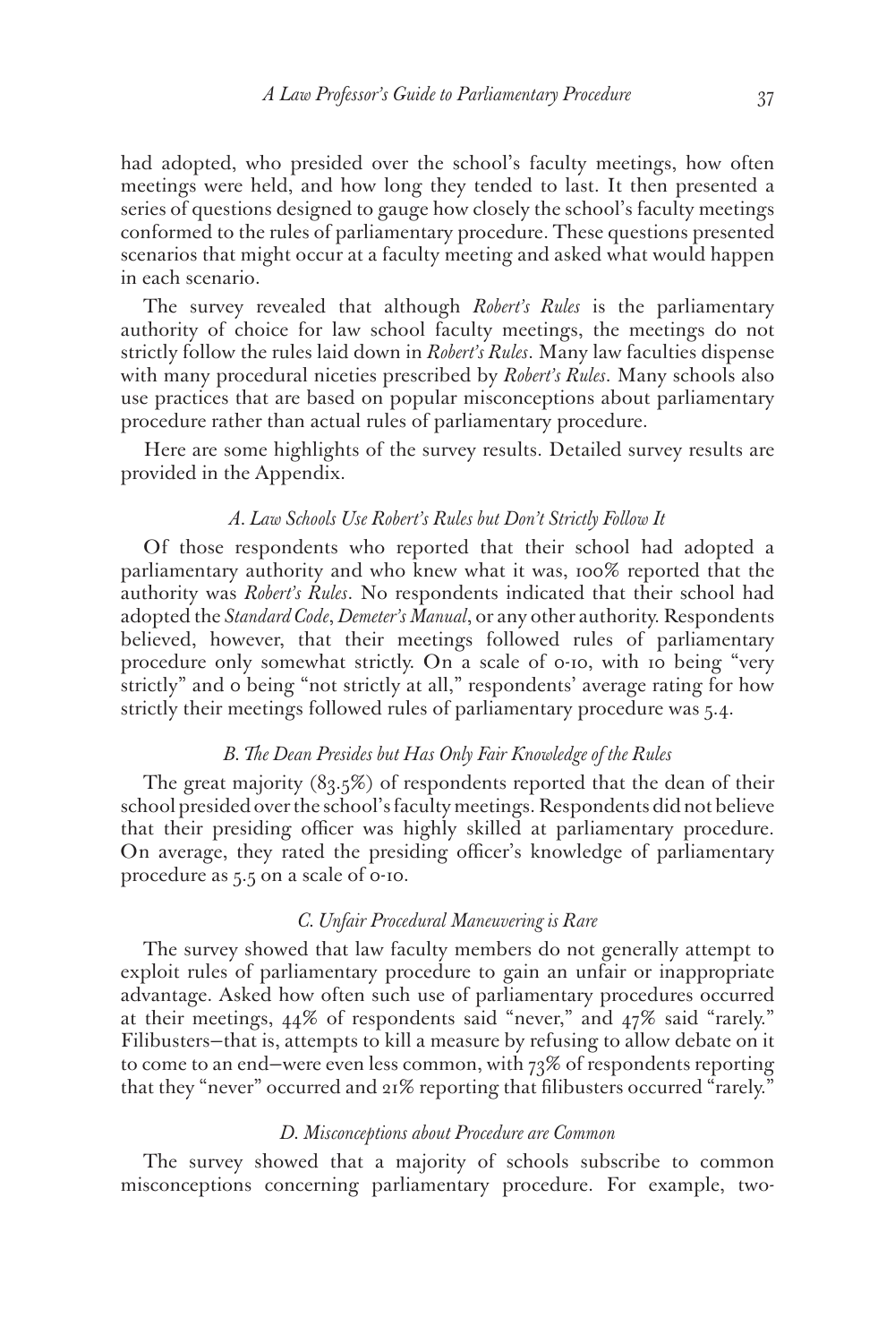had adopted, who presided over the school's faculty meetings, how often meetings were held, and how long they tended to last. It then presented a series of questions designed to gauge how closely the school's faculty meetings conformed to the rules of parliamentary procedure. These questions presented scenarios that might occur at a faculty meeting and asked what would happen in each scenario.

The survey revealed that although *Robert's Rules* is the parliamentary authority of choice for law school faculty meetings, the meetings do not strictly follow the rules laid down in *Robert's Rules*. Many law faculties dispense with many procedural niceties prescribed by *Robert's Rules*. Many schools also use practices that are based on popular misconceptions about parliamentary procedure rather than actual rules of parliamentary procedure.

Here are some highlights of the survey results. Detailed survey results are provided in the Appendix.

### *A. Law Schools Use Robert's Rules but Don't Strictly Follow It*

Of those respondents who reported that their school had adopted a parliamentary authority and who knew what it was, 100% reported that the authority was *Robert's Rules*. No respondents indicated that their school had adopted the *Standard Code*, *Demeter's Manual*, or any other authority. Respondents believed, however, that their meetings followed rules of parliamentary procedure only somewhat strictly. On a scale of 0-10, with 10 being "very strictly" and 0 being "not strictly at all," respondents' average rating for how strictly their meetings followed rules of parliamentary procedure was 5.4.

### *B. The Dean Presides but Has Only Fair Knowledge of the Rules*

The great majority (83.5%) of respondents reported that the dean of their school presided over the school's faculty meetings. Respondents did not believe that their presiding officer was highly skilled at parliamentary procedure. On average, they rated the presiding officer's knowledge of parliamentary procedure as 5.5 on a scale of 0-10.

### *C. Unfair Procedural Maneuvering is Rare*

The survey showed that law faculty members do not generally attempt to exploit rules of parliamentary procedure to gain an unfair or inappropriate advantage. Asked how often such use of parliamentary procedures occurred at their meetings, 44% of respondents said "never," and 47% said "rarely." Filibusters—that is, attempts to kill a measure by refusing to allow debate on it to come to an end—were even less common, with 73% of respondents reporting that they "never" occurred and 21% reporting that filibusters occurred "rarely."

### *D. Misconceptions about Procedure are Common*

The survey showed that a majority of schools subscribe to common misconceptions concerning parliamentary procedure. For example, two-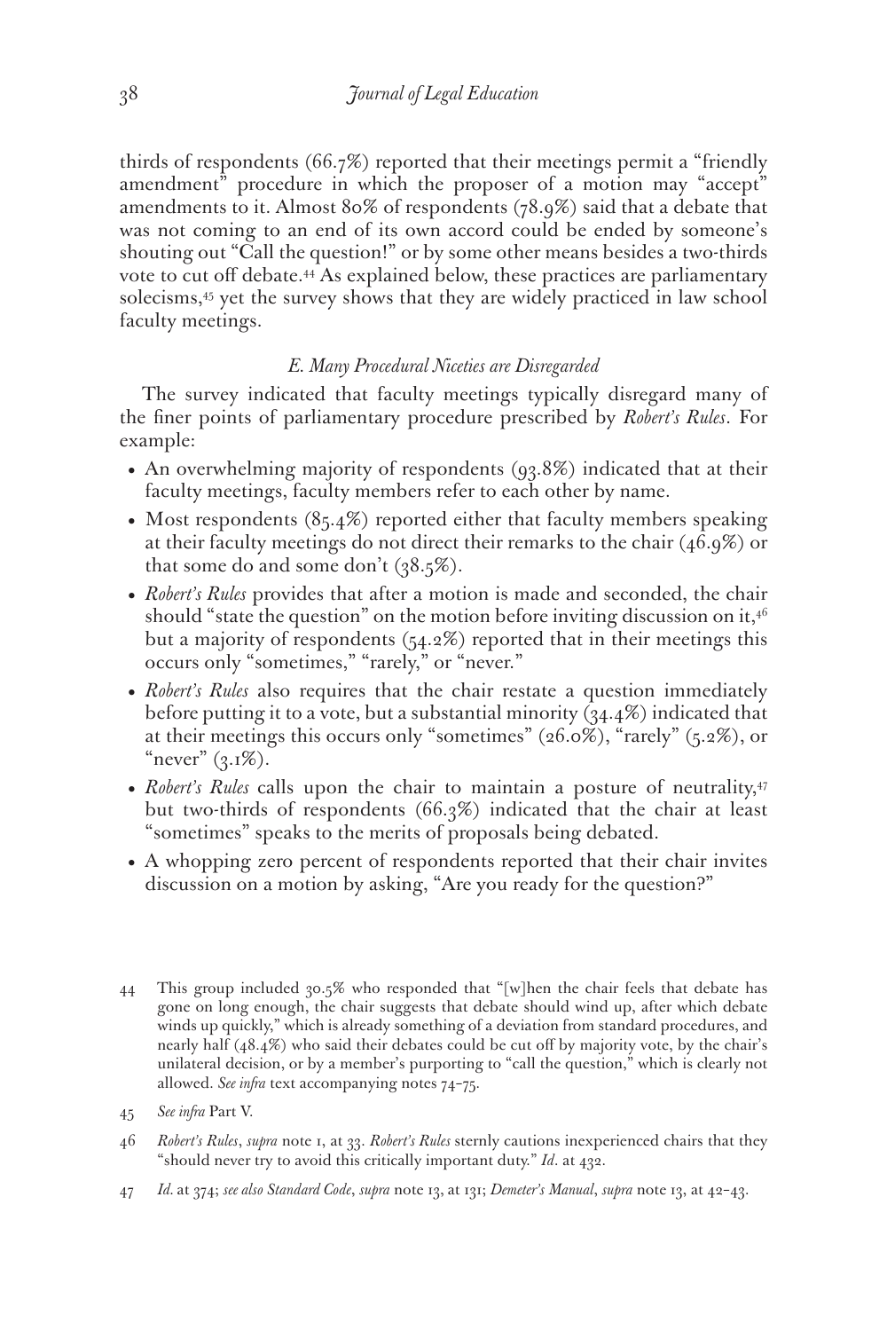thirds of respondents (66.7%) reported that their meetings permit a "friendly amendment" procedure in which the proposer of a motion may "accept" amendments to it. Almost 80% of respondents (78.9%) said that a debate that was not coming to an end of its own accord could be ended by someone's shouting out "Call the question!" or by some other means besides a two-thirds vote to cut off debate.[44] As explained below, these practices are parliamentary solecisms,[45] yet the survey shows that they are widely practiced in law school faculty meetings.

### *E. Many Procedural Niceties are Disregarded*

The survey indicated that faculty meetings typically disregard many of the finer points of parliamentary procedure prescribed by *Robert's Rules*. For example:

- An overwhelming majority of respondents (93.8%) indicated that at their faculty meetings, faculty members refer to each other by name.
- Most respondents (85.4%) reported either that faculty members speaking at their faculty meetings do not direct their remarks to the chair (46.9%) or that some do and some don't (38.5%).
- *Robert's Rules* provides that after a motion is made and seconded, the chair should "state the question" on the motion before inviting discussion on it,[46] but a majority of respondents (54.2%) reported that in their meetings this occurs only "sometimes," "rarely," or "never."
- *Robert's Rules* also requires that the chair restate a question immediately before putting it to a vote, but a substantial minority (34.4%) indicated that at their meetings this occurs only "sometimes" (26.0%), "rarely" (5.2%), or "never" (3.1%).
- *Robert's Rules* calls upon the chair to maintain a posture of neutrality,[47] but two-thirds of respondents (66.3%) indicated that the chair at least "sometimes" speaks to the merits of proposals being debated.
- A whopping zero percent of respondents reported that their chair invites discussion on a motion by asking, "Are you ready for the question?"

---

44 This group included 30.5% who responded that "[w]hen the chair feels that debate has gone on long enough, the chair suggests that debate should wind up, after which debate winds up quickly," which is already something of a deviation from standard procedures, and nearly half (48.4%) who said their debates could be cut off by majority vote, by the chair's unilateral decision, or by a member's purporting to "call the question," which is clearly not allowed. *See infra* text accompanying notes 74–75.

45 *See infra* Part V.

46 *Robert's Rules*, *supra* note 1, at 33. *Robert's Rules* sternly cautions inexperienced chairs that they "should never try to avoid this critically important duty." *Id.* at 432.

47 *Id.* at 374; *see also Standard Code*, *supra* note 13, at 131; *Demeter's Manual*, *supra* note 13, at 42–43.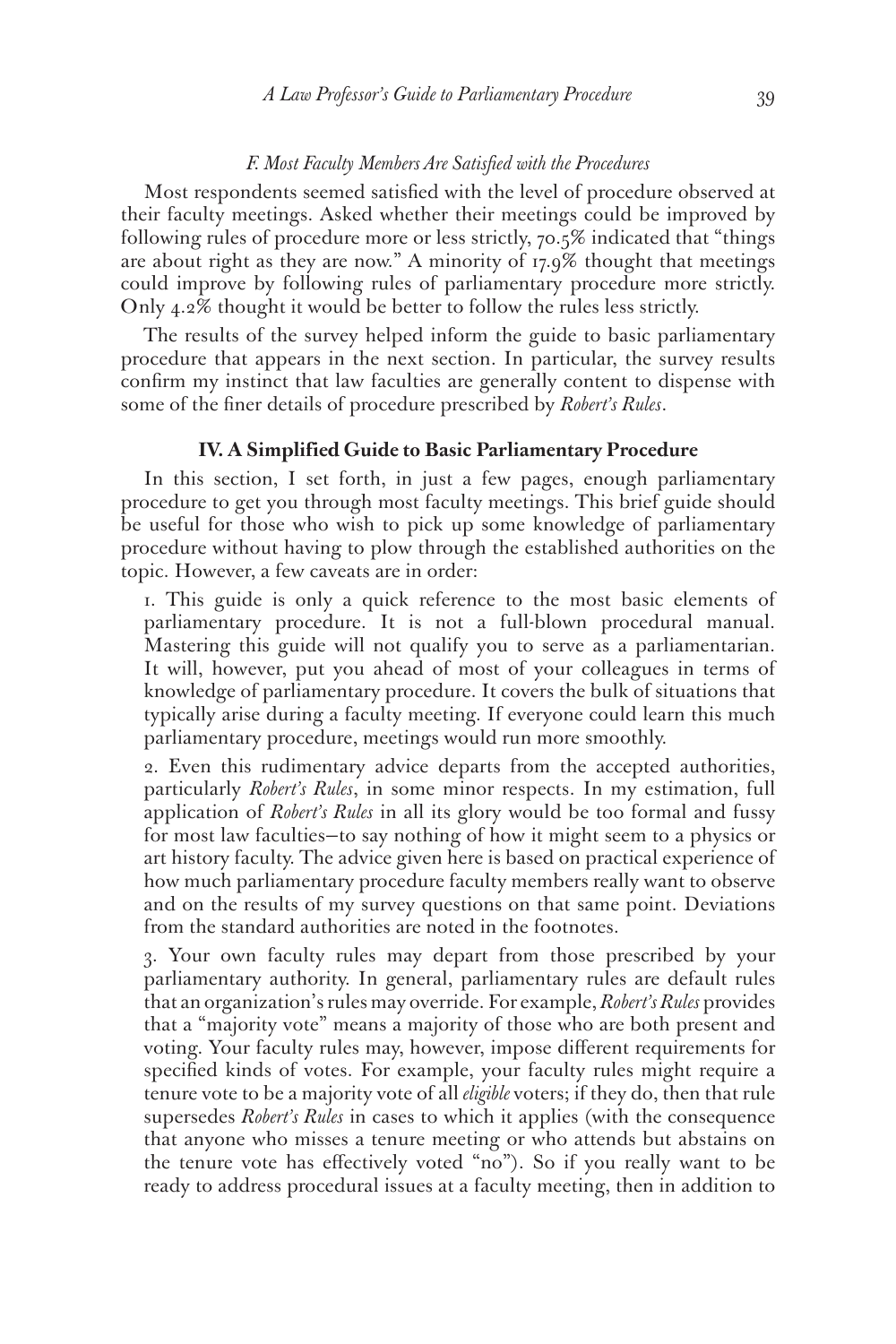### *F. Most Faculty Members Are Satisfied with the Procedures*

Most respondents seemed satisfied with the level of procedure observed at their faculty meetings. Asked whether their meetings could be improved by following rules of procedure more or less strictly, 70.5% indicated that "things are about right as they are now." A minority of 17.9% thought that meetings could improve by following rules of parliamentary procedure more strictly. Only 4.2% thought it would be better to follow the rules less strictly.

The results of the survey helped inform the guide to basic parliamentary procedure that appears in the next section. In particular, the survey results confirm my instinct that law faculties are generally content to dispense with some of the finer details of procedure prescribed by *Robert's Rules*.

## IV. A Simplified Guide to Basic Parliamentary Procedure

In this section, I set forth, in just a few pages, enough parliamentary procedure to get you through most faculty meetings. This brief guide should be useful for those who wish to pick up some knowledge of parliamentary procedure without having to plow through the established authorities on the topic. However, a few caveats are in order:

1. This guide is only a quick reference to the most basic elements of parliamentary procedure. It is not a full-blown procedural manual. Mastering this guide will not qualify you to serve as a parliamentarian. It will, however, put you ahead of most of your colleagues in terms of knowledge of parliamentary procedure. It covers the bulk of situations that typically arise during a faculty meeting. If everyone could learn this much parliamentary procedure, meetings would run more smoothly.

2. Even this rudimentary advice departs from the accepted authorities, particularly *Robert's Rules*, in some minor respects. In my estimation, full application of *Robert's Rules* in all its glory would be too formal and fussy for most law faculties—to say nothing of how it might seem to a physics or art history faculty. The advice given here is based on practical experience of how much parliamentary procedure faculty members really want to observe and on the results of my survey questions on that same point. Deviations from the standard authorities are noted in the footnotes.

3. Your own faculty rules may depart from those prescribed by your parliamentary authority. In general, parliamentary rules are default rules that an organization's rules may override. For example, *Robert's Rules* provides that a "majority vote" means a majority of those who are both present and voting. Your faculty rules may, however, impose different requirements for specified kinds of votes. For example, your faculty rules might require a tenure vote to be a majority vote of all *eligible* voters; if they do, then that rule supersedes *Robert's Rules* in cases to which it applies (with the consequence that anyone who misses a tenure meeting or who attends but abstains on the tenure vote has effectively voted "no"). So if you really want to be ready to address procedural issues at a faculty meeting, then in addition to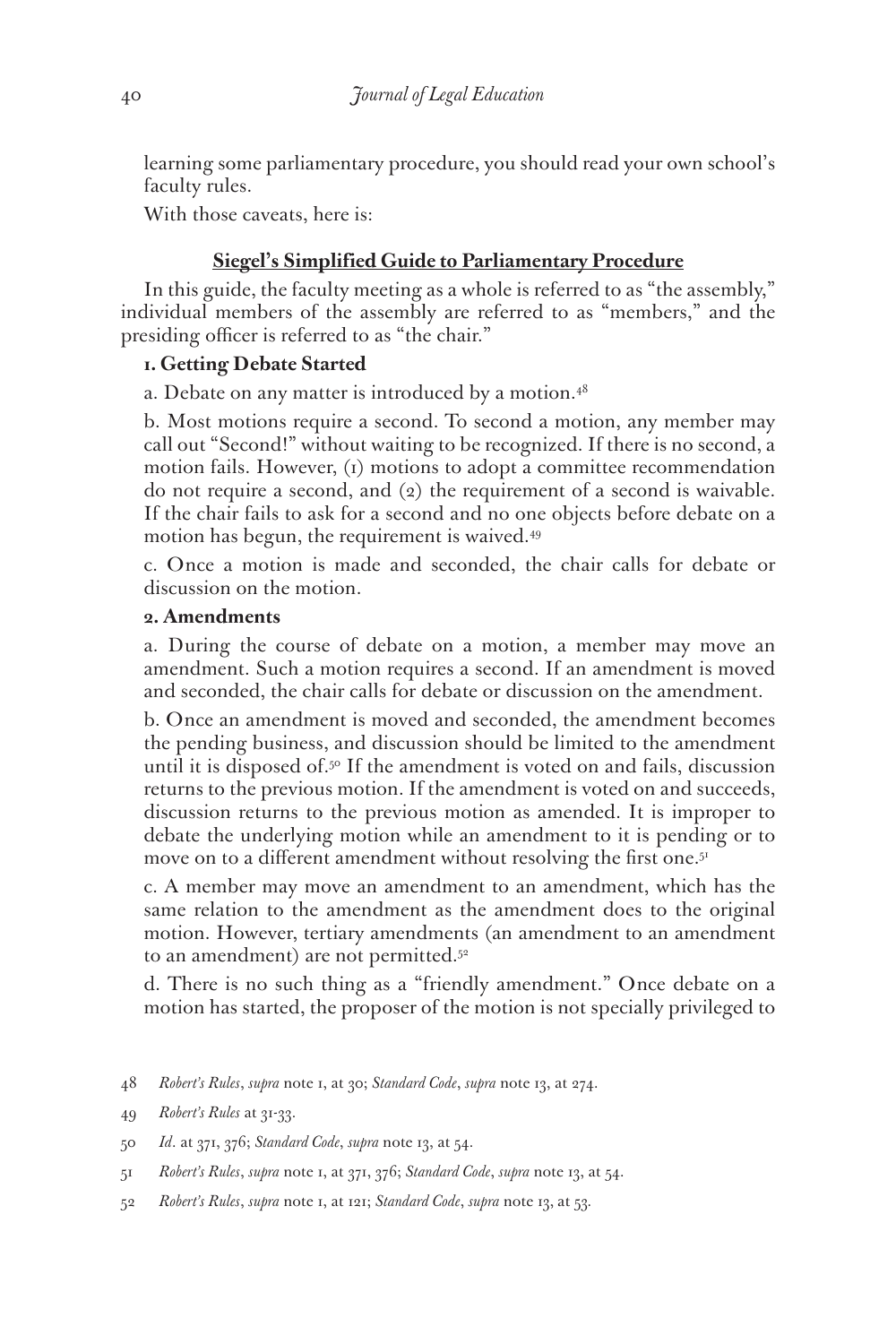learning some parliamentary procedure, you should read your own school's faculty rules.

With those caveats, here is:

## Siegel's Simplified Guide to Parliamentary Procedure

In this guide, the faculty meeting as a whole is referred to as "the assembly," individual members of the assembly are referred to as "members," and the presiding officer is referred to as "the chair."

### 1. Getting Debate Started

a. Debate on any matter is introduced by a motion.[48]

b. Most motions require a second. To second a motion, any member may call out "Second!" without waiting to be recognized. If there is no second, a motion fails. However, (1) motions to adopt a committee recommendation do not require a second, and (2) the requirement of a second is waivable. If the chair fails to ask for a second and no one objects before debate on a motion has begun, the requirement is waived.[49]

c. Once a motion is made and seconded, the chair calls for debate or discussion on the motion.

### 2. Amendments

a. During the course of debate on a motion, a member may move an amendment. Such a motion requires a second. If an amendment is moved and seconded, the chair calls for debate or discussion on the amendment.

b. Once an amendment is moved and seconded, the amendment becomes the pending business, and discussion should be limited to the amendment until it is disposed of.[50] If the amendment is voted on and fails, discussion returns to the previous motion. If the amendment is voted on and succeeds, discussion returns to the previous motion as amended. It is improper to debate the underlying motion while an amendment to it is pending or to move on to a different amendment without resolving the first one.[51]

c. A member may move an amendment to an amendment, which has the same relation to the amendment as the amendment does to the original motion. However, tertiary amendments (an amendment to an amendment to an amendment) are not permitted.[52]

d. There is no such thing as a "friendly amendment." Once debate on a motion has started, the proposer of the motion is not specially privileged to

48 *Robert's Rules*, *supra* note 1, at 30; *Standard Code*, *supra* note 13, at 274.

49 *Robert's Rules* at 31-33.

50 *Id*. at 371, 376; *Standard Code*, *supra* note 13, at 54.

51 *Robert's Rules*, *supra* note 1, at 371, 376; *Standard Code*, *supra* note 13, at 54.

52 *Robert's Rules*, *supra* note 1, at 121; *Standard Code*, *supra* note 13, at 53.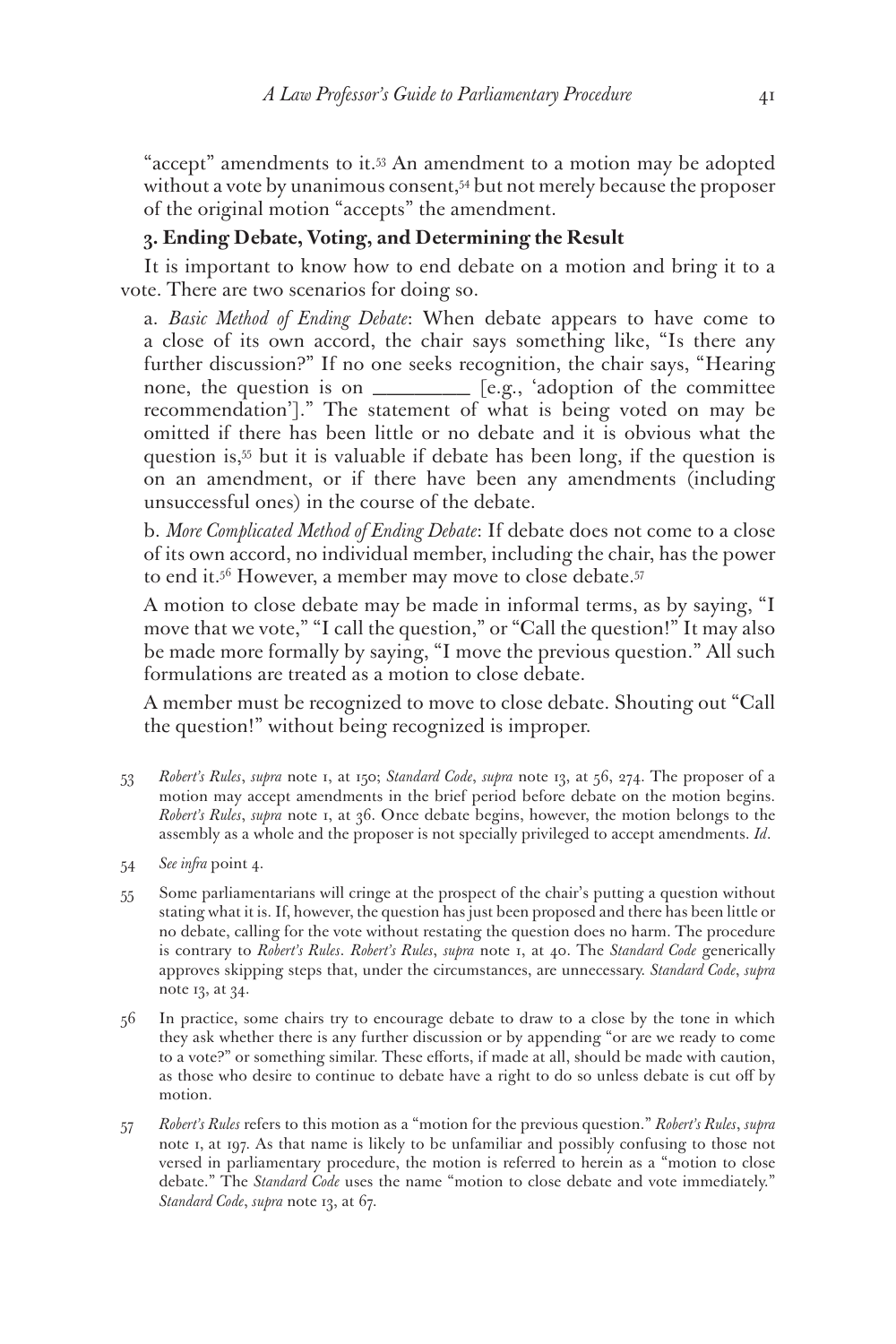"accept" amendments to it.[53] An amendment to a motion may be adopted without a vote by unanimous consent,[54] but not merely because the proposer of the original motion "accepts" the amendment.

### 3. Ending Debate, Voting, and Determining the Result

It is important to know how to end debate on a motion and bring it to a vote. There are two scenarios for doing so.

a. *Basic Method of Ending Debate*: When debate appears to have come to a close of its own accord, the chair says something like, "Is there any further discussion?" If no one seeks recognition, the chair says, "Hearing none, the question is on __________ [e.g., 'adoption of the committee recommendation']." The statement of what is being voted on may be omitted if there has been little or no debate and it is obvious what the question is,[55] but it is valuable if debate has been long, if the question is on an amendment, or if there have been any amendments (including unsuccessful ones) in the course of the debate.

b. *More Complicated Method of Ending Debate*: If debate does not come to a close of its own accord, no individual member, including the chair, has the power to end it.[56] However, a member may move to close debate.[57]

A motion to close debate may be made in informal terms, as by saying, "I move that we vote," "I call the question," or "Call the question!" It may also be made more formally by saying, "I move the previous question." All such formulations are treated as a motion to close debate.

A member must be recognized to move to close debate. Shouting out "Call the question!" without being recognized is improper.

---

53 *Robert's Rules*, *supra* note 1, at 150; *Standard Code*, *supra* note 13, at 56, 274. The proposer of a motion may accept amendments in the brief period before debate on the motion begins. *Robert's Rules*, *supra* note 1, at 36. Once debate begins, however, the motion belongs to the assembly as a whole and the proposer is not specially privileged to accept amendments. *Id*.

54 *See infra* point 4.

55 Some parliamentarians will cringe at the prospect of the chair's putting a question without stating what it is. If, however, the question has just been proposed and there has been little or no debate, calling for the vote without restating the question does no harm. The procedure is contrary to *Robert's Rules*. *Robert's Rules*, *supra* note 1, at 40. The *Standard Code* generically approves skipping steps that, under the circumstances, are unnecessary. *Standard Code*, *supra* note 13, at 34.

56 In practice, some chairs try to encourage debate to draw to a close by the tone in which they ask whether there is any further discussion or by appending "or are we ready to come to a vote?" or something similar. These efforts, if made at all, should be made with caution, as those who desire to continue to debate have a right to do so unless debate is cut off by motion.

57 *Robert's Rules* refers to this motion as a "motion for the previous question." *Robert's Rules*, *supra* note 1, at 197. As that name is likely to be unfamiliar and possibly confusing to those not versed in parliamentary procedure, the motion is referred to herein as a "motion to close debate." The *Standard Code* uses the name "motion to close debate and vote immediately." *Standard Code*, *supra* note 13, at 67.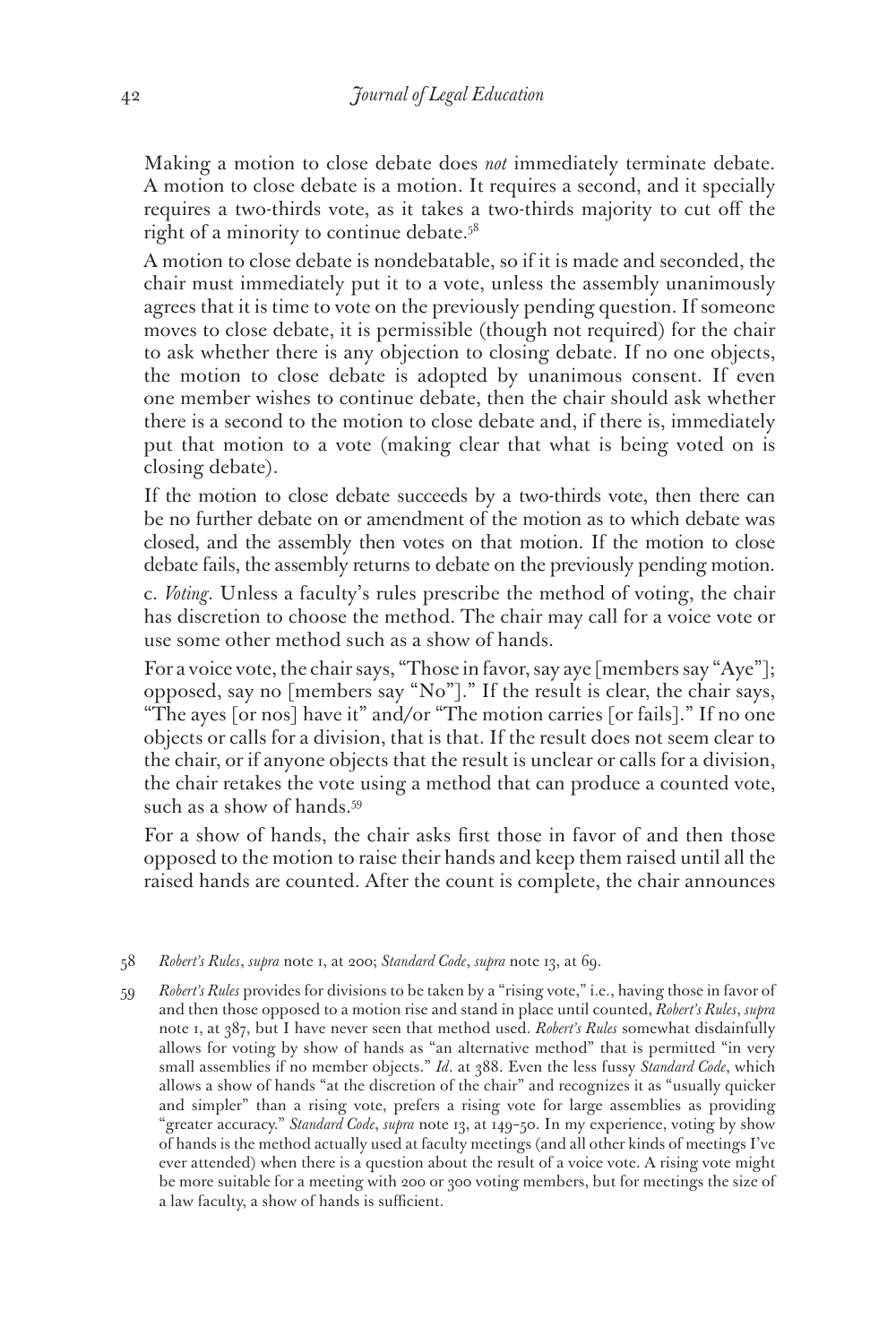Making a motion to close debate does *not* immediately terminate debate. A motion to close debate is a motion. It requires a second, and it specially requires a two-thirds vote, as it takes a two-thirds majority to cut off the right of a minority to continue debate.[58]

A motion to close debate is nondebatable, so if it is made and seconded, the chair must immediately put it to a vote, unless the assembly unanimously agrees that it is time to vote on the previously pending question. If someone moves to close debate, it is permissible (though not required) for the chair to ask whether there is any objection to closing debate. If no one objects, the motion to close debate is adopted by unanimous consent. If even one member wishes to continue debate, then the chair should ask whether there is a second to the motion to close debate and, if there is, immediately put that motion to a vote (making clear that what is being voted on is closing debate).

If the motion to close debate succeeds by a two-thirds vote, then there can be no further debate on or amendment of the motion as to which debate was closed, and the assembly then votes on that motion. If the motion to close debate fails, the assembly returns to debate on the previously pending motion.

c. *Voting*. Unless a faculty's rules prescribe the method of voting, the chair has discretion to choose the method. The chair may call for a voice vote or use some other method such as a show of hands.

For a voice vote, the chair says, "Those in favor, say aye [members say "Aye"]; opposed, say no [members say "No"]." If the result is clear, the chair says, "The ayes [or nos] have it" and/or "The motion carries [or fails]." If no one objects or calls for a division, that is that. If the result does not seem clear to the chair, or if anyone objects that the result is unclear or calls for a division, the chair retakes the vote using a method that can produce a counted vote, such as a show of hands.[59]

For a show of hands, the chair asks first those in favor of and then those opposed to the motion to raise their hands and keep them raised until all the raised hands are counted. After the count is complete, the chair announces

58 *Robert's Rules*, *supra* note 1, at 200; *Standard Code*, *supra* note 13, at 69.

59 *Robert's Rules* provides for divisions to be taken by a "rising vote," i.e., having those in favor of and then those opposed to a motion rise and stand in place until counted, *Robert's Rules*, *supra* note 1, at 387, but I have never seen that method used. *Robert's Rules* somewhat disdainfully allows for voting by show of hands as "an alternative method" that is permitted "in very small assemblies if no member objects." *Id*. at 388. Even the less fussy *Standard Code*, which allows a show of hands "at the discretion of the chair" and recognizes it as "usually quicker and simpler" than a rising vote, prefers a rising vote for large assemblies as providing "greater accuracy." *Standard Code*, *supra* note 13, at 149–50. In my experience, voting by show of hands is the method actually used at faculty meetings (and all other kinds of meetings I've ever attended) when there is a question about the result of a voice vote. A rising vote might be more suitable for a meeting with 200 or 300 voting members, but for meetings the size of a law faculty, a show of hands is sufficient.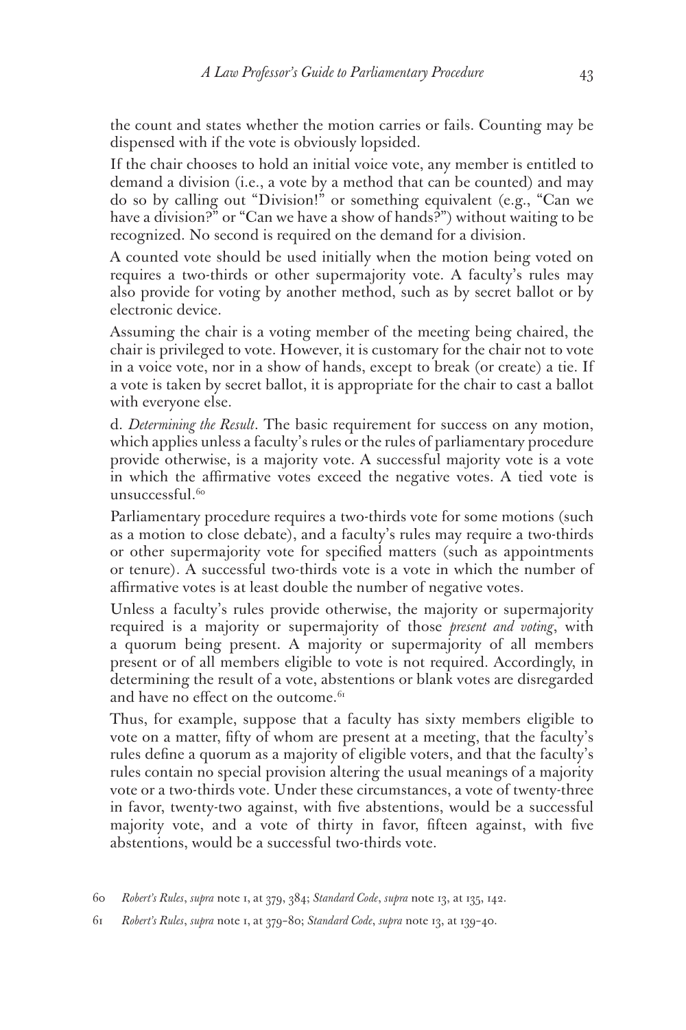the count and states whether the motion carries or fails. Counting may be dispensed with if the vote is obviously lopsided.

If the chair chooses to hold an initial voice vote, any member is entitled to demand a division (i.e., a vote by a method that can be counted) and may do so by calling out "Division!" or something equivalent (e.g., "Can we have a division?" or "Can we have a show of hands?") without waiting to be recognized. No second is required on the demand for a division.

A counted vote should be used initially when the motion being voted on requires a two-thirds or other supermajority vote. A faculty's rules may also provide for voting by another method, such as by secret ballot or by electronic device.

Assuming the chair is a voting member of the meeting being chaired, the chair is privileged to vote. However, it is customary for the chair not to vote in a voice vote, nor in a show of hands, except to break (or create) a tie. If a vote is taken by secret ballot, it is appropriate for the chair to cast a ballot with everyone else.

d. *Determining the Result*. The basic requirement for success on any motion, which applies unless a faculty's rules or the rules of parliamentary procedure provide otherwise, is a majority vote. A successful majority vote is a vote in which the affirmative votes exceed the negative votes. A tied vote is unsuccessful.[60]

Parliamentary procedure requires a two-thirds vote for some motions (such as a motion to close debate), and a faculty's rules may require a two-thirds or other supermajority vote for specified matters (such as appointments or tenure). A successful two-thirds vote is a vote in which the number of affirmative votes is at least double the number of negative votes.

Unless a faculty's rules provide otherwise, the majority or supermajority required is a majority or supermajority of those *present and voting*, with a quorum being present. A majority or supermajority of all members present or of all members eligible to vote is not required. Accordingly, in determining the result of a vote, abstentions or blank votes are disregarded and have no effect on the outcome.[61]

Thus, for example, suppose that a faculty has sixty members eligible to vote on a matter, fifty of whom are present at a meeting, that the faculty's rules define a quorum as a majority of eligible voters, and that the faculty's rules contain no special provision altering the usual meanings of a majority vote or a two-thirds vote. Under these circumstances, a vote of twenty-three in favor, twenty-two against, with five abstentions, would be a successful majority vote, and a vote of thirty in favor, fifteen against, with five abstentions, would be a successful two-thirds vote.

60 *Robert's Rules*, *supra* note 1, at 379, 384; *Standard Code*, *supra* note 13, at 135, 142.

61 *Robert's Rules*, *supra* note 1, at 379–80; *Standard Code*, *supra* note 13, at 139–40.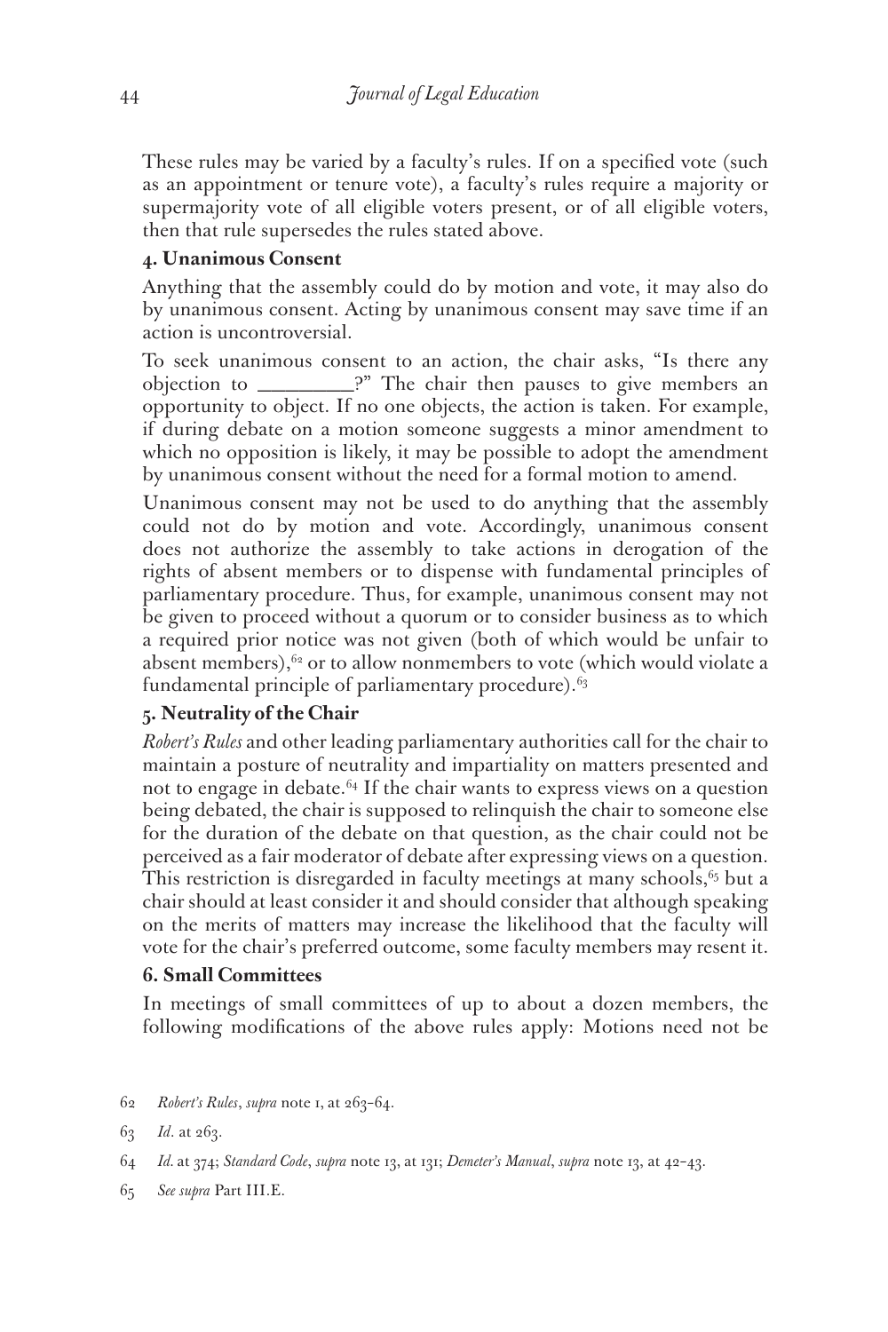These rules may be varied by a faculty's rules. If on a specified vote (such as an appointment or tenure vote), a faculty's rules require a majority or supermajority vote of all eligible voters present, or of all eligible voters, then that rule supersedes the rules stated above.

#### 4. Unanimous Consent

Anything that the assembly could do by motion and vote, it may also do by unanimous consent. Acting by unanimous consent may save time if an action is uncontroversial.

To seek unanimous consent to an action, the chair asks, "Is there any objection to _________?" The chair then pauses to give members an opportunity to object. If no one objects, the action is taken. For example, if during debate on a motion someone suggests a minor amendment to which no opposition is likely, it may be possible to adopt the amendment by unanimous consent without the need for a formal motion to amend.

Unanimous consent may not be used to do anything that the assembly could not do by motion and vote. Accordingly, unanimous consent does not authorize the assembly to take actions in derogation of the rights of absent members or to dispense with fundamental principles of parliamentary procedure. Thus, for example, unanimous consent may not be given to proceed without a quorum or to consider business as to which a required prior notice was not given (both of which would be unfair to absent members),[62] or to allow nonmembers to vote (which would violate a fundamental principle of parliamentary procedure).[63]

#### 5. Neutrality of the Chair

*Robert's Rules* and other leading parliamentary authorities call for the chair to maintain a posture of neutrality and impartiality on matters presented and not to engage in debate.[64] If the chair wants to express views on a question being debated, the chair is supposed to relinquish the chair to someone else for the duration of the debate on that question, as the chair could not be perceived as a fair moderator of debate after expressing views on a question. This restriction is disregarded in faculty meetings at many schools,[65] but a chair should at least consider it and should consider that although speaking on the merits of matters may increase the likelihood that the faculty will vote for the chair's preferred outcome, some faculty members may resent it.

#### 6. Small Committees

In meetings of small committees of up to about a dozen members, the following modifications of the above rules apply: Motions need not be

62 *Robert's Rules*, *supra* note 1, at 263–64.

63 *Id.* at 263.

64 *Id.* at 374; *Standard Code*, *supra* note 13, at 131; *Demeter's Manual*, *supra* note 13, at 42–43.

65 *See supra* Part III.E.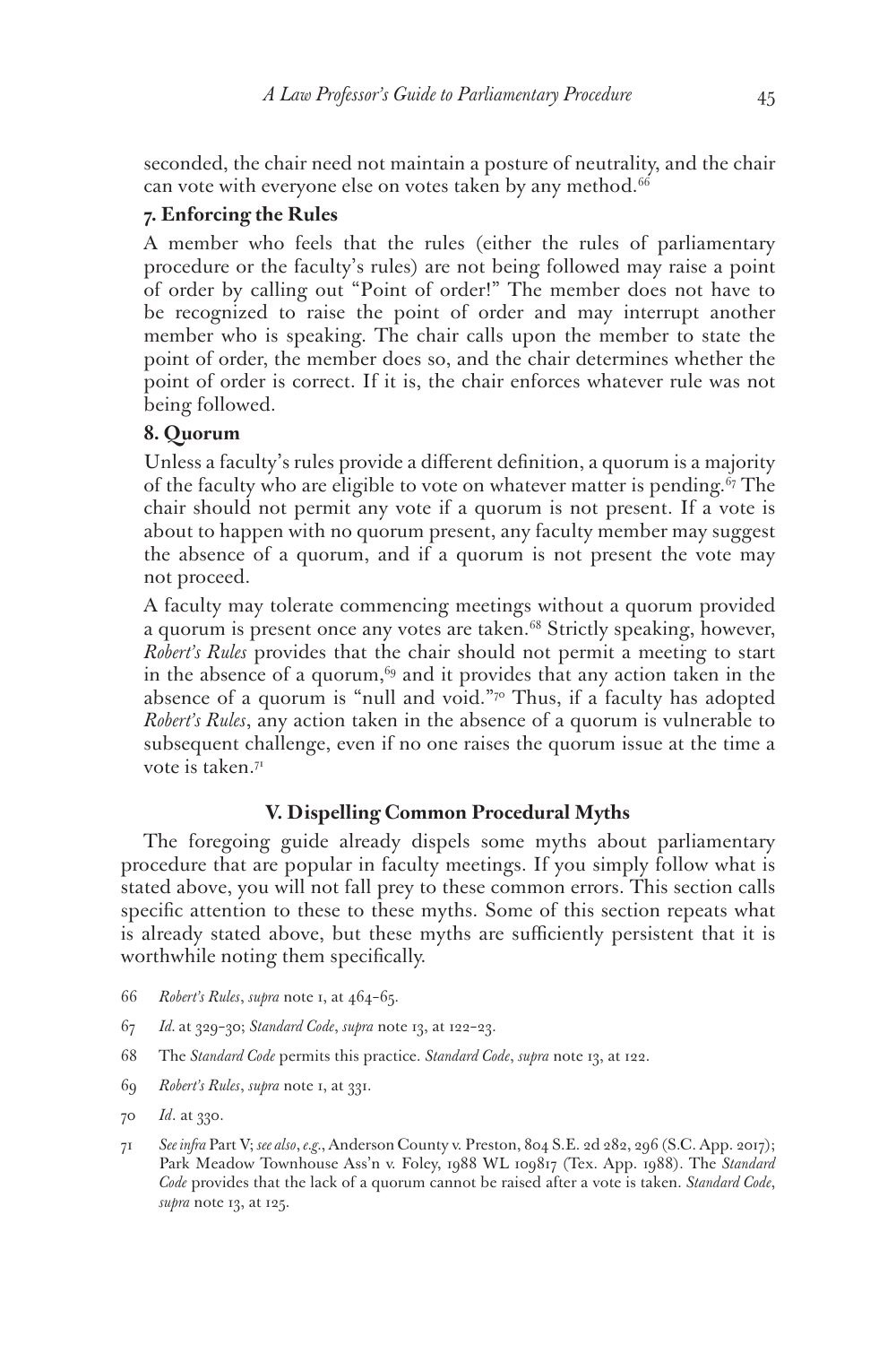seconded, the chair need not maintain a posture of neutrality, and the chair can vote with everyone else on votes taken by any method.[66]

### 7. Enforcing the Rules

A member who feels that the rules (either the rules of parliamentary procedure or the faculty's rules) are not being followed may raise a point of order by calling out "Point of order!" The member does not have to be recognized to raise the point of order and may interrupt another member who is speaking. The chair calls upon the member to state the point of order, the member does so, and the chair determines whether the point of order is correct. If it is, the chair enforces whatever rule was not being followed.

### 8. Quorum

Unless a faculty's rules provide a different definition, a quorum is a majority of the faculty who are eligible to vote on whatever matter is pending.[67] The chair should not permit any vote if a quorum is not present. If a vote is about to happen with no quorum present, any faculty member may suggest the absence of a quorum, and if a quorum is not present the vote may not proceed.

A faculty may tolerate commencing meetings without a quorum provided a quorum is present once any votes are taken.[68] Strictly speaking, however, *Robert's Rules* provides that the chair should not permit a meeting to start in the absence of a quorum,[69] and it provides that any action taken in the absence of a quorum is "null and void."[70] Thus, if a faculty has adopted *Robert's Rules*, any action taken in the absence of a quorum is vulnerable to subsequent challenge, even if no one raises the quorum issue at the time a vote is taken.[71]

## V. Dispelling Common Procedural Myths

The foregoing guide already dispels some myths about parliamentary procedure that are popular in faculty meetings. If you simply follow what is stated above, you will not fall prey to these common errors. This section calls specific attention to these to these myths. Some of this section repeats what is already stated above, but these myths are sufficiently persistent that it is worthwhile noting them specifically.

66 *Robert's Rules*, *supra* note 1, at 464–65.

67 *Id*. at 329–30; *Standard Code*, *supra* note 13, at 122–23.

68 The *Standard Code* permits this practice. *Standard Code*, *supra* note 13, at 122.

69 *Robert's Rules*, *supra* note 1, at 331.

70 *Id*. at 330.

71 *See infra* Part V; *see also*, *e.g.*, Anderson County v. Preston, 804 S.E. 2d 282, 296 (S.C. App. 2017); Park Meadow Townhouse Ass'n v. Foley, 1988 WL 109817 (Tex. App. 1988). The *Standard Code* provides that the lack of a quorum cannot be raised after a vote is taken. *Standard Code*, *supra* note 13, at 125.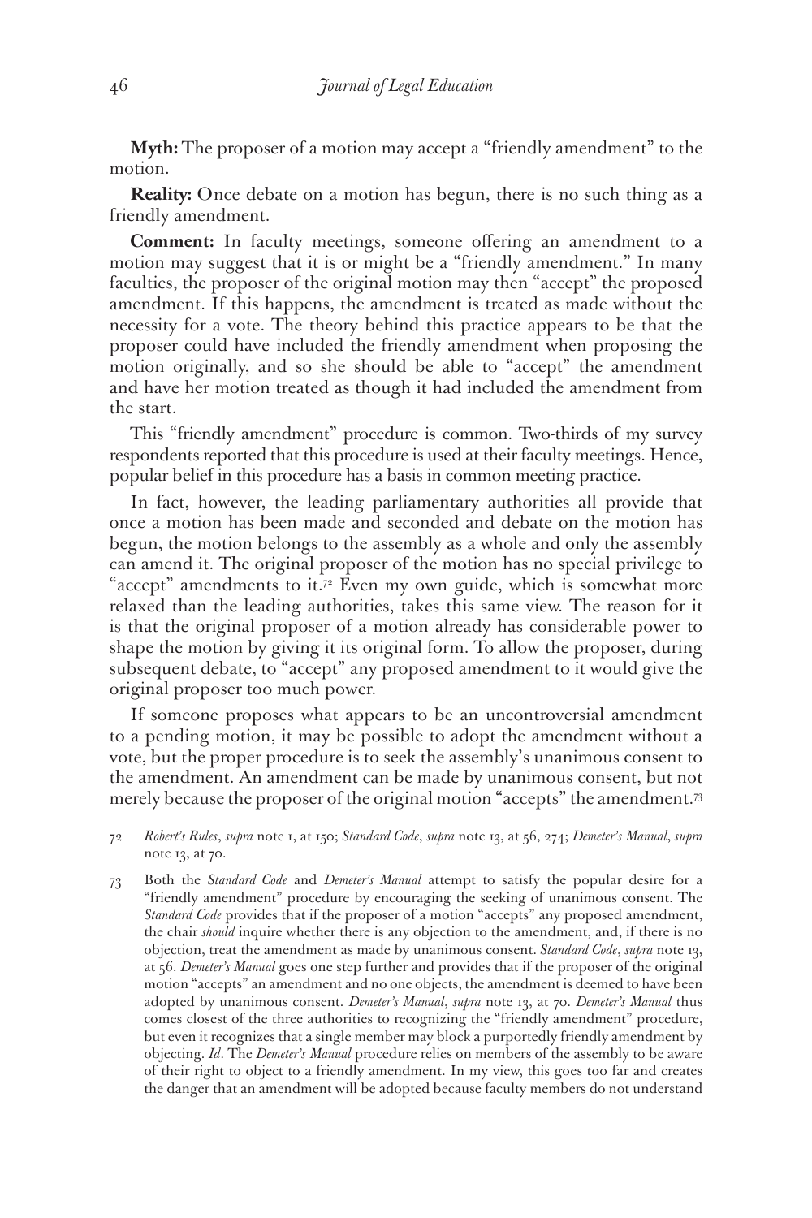**Myth:** The proposer of a motion may accept a "friendly amendment" to the motion.

**Reality:** Once debate on a motion has begun, there is no such thing as a friendly amendment.

**Comment:** In faculty meetings, someone offering an amendment to a motion may suggest that it is or might be a "friendly amendment." In many faculties, the proposer of the original motion may then "accept" the proposed amendment. If this happens, the amendment is treated as made without the necessity for a vote. The theory behind this practice appears to be that the proposer could have included the friendly amendment when proposing the motion originally, and so she should be able to "accept" the amendment and have her motion treated as though it had included the amendment from the start.

This "friendly amendment" procedure is common. Two-thirds of my survey respondents reported that this procedure is used at their faculty meetings. Hence, popular belief in this procedure has a basis in common meeting practice.

In fact, however, the leading parliamentary authorities all provide that once a motion has been made and seconded and debate on the motion has begun, the motion belongs to the assembly as a whole and only the assembly can amend it. The original proposer of the motion has no special privilege to "accept" amendments to it.[72] Even my own guide, which is somewhat more relaxed than the leading authorities, takes this same view. The reason for it is that the original proposer of a motion already has considerable power to shape the motion by giving it its original form. To allow the proposer, during subsequent debate, to "accept" any proposed amendment to it would give the original proposer too much power.

If someone proposes what appears to be an uncontroversial amendment to a pending motion, it may be possible to adopt the amendment without a vote, but the proper procedure is to seek the assembly's unanimous consent to the amendment. An amendment can be made by unanimous consent, but not merely because the proposer of the original motion "accepts" the amendment.[73]

72 *Robert's Rules*, *supra* note 1, at 150; *Standard Code*, *supra* note 13, at 56, 274; *Demeter's Manual*, *supra* note 13, at 70.

73 Both the *Standard Code* and *Demeter's Manual* attempt to satisfy the popular desire for a "friendly amendment" procedure by encouraging the seeking of unanimous consent. The *Standard Code* provides that if the proposer of a motion "accepts" any proposed amendment, the chair *should* inquire whether there is any objection to the amendment, and, if there is no objection, treat the amendment as made by unanimous consent. *Standard Code*, *supra* note 13, at 56. *Demeter's Manual* goes one step further and provides that if the proposer of the original motion "accepts" an amendment and no one objects, the amendment is deemed to have been adopted by unanimous consent. *Demeter's Manual*, *supra* note 13, at 70. *Demeter's Manual* thus comes closest of the three authorities to recognizing the "friendly amendment" procedure, but even it recognizes that a single member may block a purportedly friendly amendment by objecting. *Id*. The *Demeter's Manual* procedure relies on members of the assembly to be aware of their right to object to a friendly amendment. In my view, this goes too far and creates the danger that an amendment will be adopted because faculty members do not understand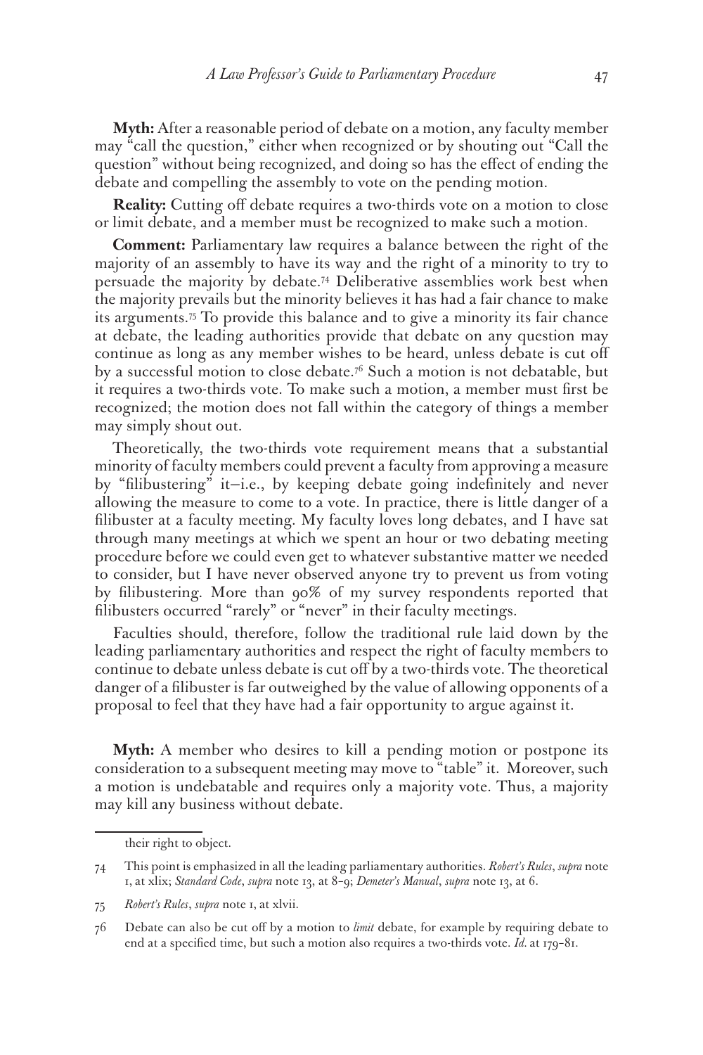**Myth:** After a reasonable period of debate on a motion, any faculty member may "call the question," either when recognized or by shouting out "Call the question" without being recognized, and doing so has the effect of ending the debate and compelling the assembly to vote on the pending motion.

**Reality:** Cutting off debate requires a two-thirds vote on a motion to close or limit debate, and a member must be recognized to make such a motion.

**Comment:** Parliamentary law requires a balance between the right of the majority of an assembly to have its way and the right of a minority to try to persuade the majority by debate.[74] Deliberative assemblies work best when the majority prevails but the minority believes it has had a fair chance to make its arguments.[75] To provide this balance and to give a minority its fair chance at debate, the leading authorities provide that debate on any question may continue as long as any member wishes to be heard, unless debate is cut off by a successful motion to close debate.[76] Such a motion is not debatable, but it requires a two-thirds vote. To make such a motion, a member must first be recognized; the motion does not fall within the category of things a member may simply shout out.

Theoretically, the two-thirds vote requirement means that a substantial minority of faculty members could prevent a faculty from approving a measure by "filibustering" it—i.e., by keeping debate going indefinitely and never allowing the measure to come to a vote. In practice, there is little danger of a filibuster at a faculty meeting. My faculty loves long debates, and I have sat through many meetings at which we spent an hour or two debating meeting procedure before we could even get to whatever substantive matter we needed to consider, but I have never observed anyone try to prevent us from voting by filibustering. More than 90% of my survey respondents reported that filibusters occurred "rarely" or "never" in their faculty meetings.

Faculties should, therefore, follow the traditional rule laid down by the leading parliamentary authorities and respect the right of faculty members to continue to debate unless debate is cut off by a two-thirds vote. The theoretical danger of a filibuster is far outweighed by the value of allowing opponents of a proposal to feel that they have had a fair opportunity to argue against it.

**Myth:** A member who desires to kill a pending motion or postpone its consideration to a subsequent meeting may move to "table" it. Moreover, such a motion is undebatable and requires only a majority vote. Thus, a majority may kill any business without debate.

---

their right to object.

74 This point is emphasized in all the leading parliamentary authorities. *Robert's Rules*, *supra* note 1, at xlix; *Standard Code*, *supra* note 13, at 8–9; *Demeter's Manual*, *supra* note 13, at 6.

75 *Robert's Rules*, *supra* note 1, at xlvii.

76 Debate can also be cut off by a motion to *limit* debate, for example by requiring debate to end at a specified time, but such a motion also requires a two-thirds vote. *Id.* at 179–81.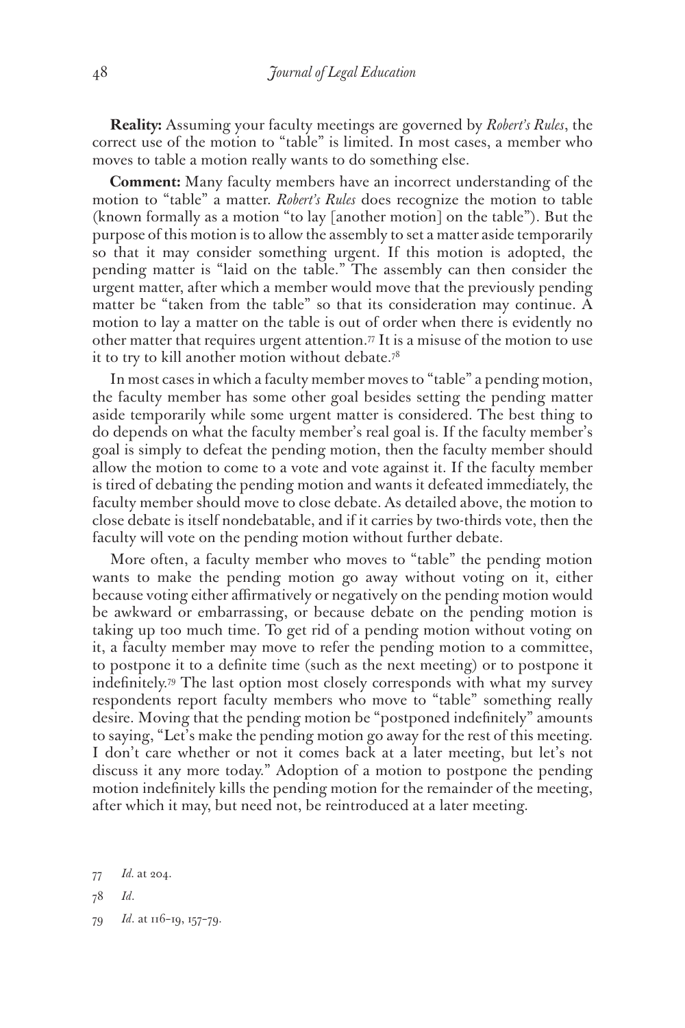**Reality:** Assuming your faculty meetings are governed by *Robert's Rules*, the correct use of the motion to "table" is limited. In most cases, a member who moves to table a motion really wants to do something else.

**Comment:** Many faculty members have an incorrect understanding of the motion to "table" a matter. *Robert's Rules* does recognize the motion to table (known formally as a motion "to lay [another motion] on the table"). But the purpose of this motion is to allow the assembly to set a matter aside temporarily so that it may consider something urgent. If this motion is adopted, the pending matter is "laid on the table." The assembly can then consider the urgent matter, after which a member would move that the previously pending matter be "taken from the table" so that its consideration may continue. A motion to lay a matter on the table is out of order when there is evidently no other matter that requires urgent attention.[77] It is a misuse of the motion to use it to try to kill another motion without debate.[78]

In most cases in which a faculty member moves to "table" a pending motion, the faculty member has some other goal besides setting the pending matter aside temporarily while some urgent matter is considered. The best thing to do depends on what the faculty member's real goal is. If the faculty member's goal is simply to defeat the pending motion, then the faculty member should allow the motion to come to a vote and vote against it. If the faculty member is tired of debating the pending motion and wants it defeated immediately, the faculty member should move to close debate. As detailed above, the motion to close debate is itself nondebatable, and if it carries by two-thirds vote, then the faculty will vote on the pending motion without further debate.

More often, a faculty member who moves to "table" the pending motion wants to make the pending motion go away without voting on it, either because voting either affirmatively or negatively on the pending motion would be awkward or embarrassing, or because debate on the pending motion is taking up too much time. To get rid of a pending motion without voting on it, a faculty member may move to refer the pending motion to a committee, to postpone it to a definite time (such as the next meeting) or to postpone it indefinitely.[79] The last option most closely corresponds with what my survey respondents report faculty members who move to "table" something really desire. Moving that the pending motion be "postponed indefinitely" amounts to saying, "Let's make the pending motion go away for the rest of this meeting. I don't care whether or not it comes back at a later meeting, but let's not discuss it any more today." Adoption of a motion to postpone the pending motion indefinitely kills the pending motion for the remainder of the meeting, after which it may, but need not, be reintroduced at a later meeting.

77 *Id.* at 204.

78 *Id.*

79 *Id.* at 116–19, 157–79.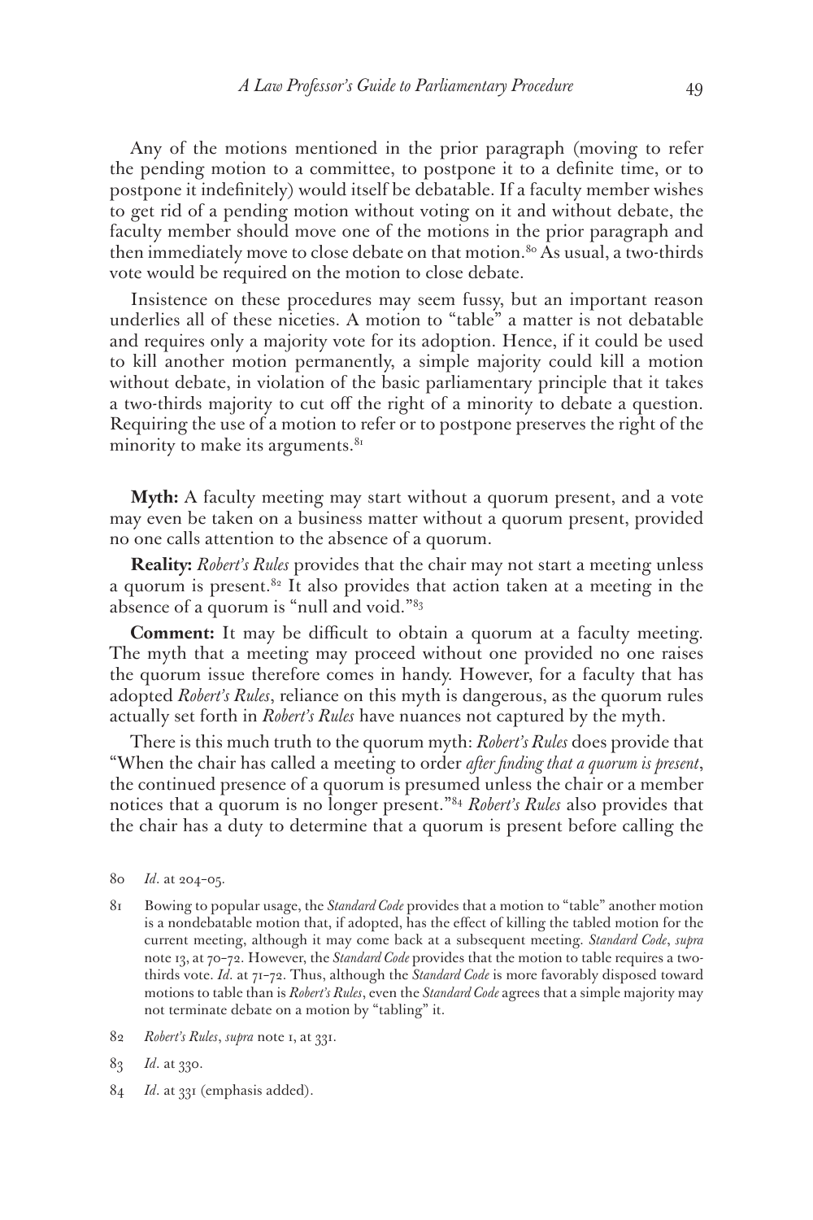Any of the motions mentioned in the prior paragraph (moving to refer the pending motion to a committee, to postpone it to a definite time, or to postpone it indefinitely) would itself be debatable. If a faculty member wishes to get rid of a pending motion without voting on it and without debate, the faculty member should move one of the motions in the prior paragraph and then immediately move to close debate on that motion.[80] As usual, a two-thirds vote would be required on the motion to close debate.

Insistence on these procedures may seem fussy, but an important reason underlies all of these niceties. A motion to "table" a matter is not debatable and requires only a majority vote for its adoption. Hence, if it could be used to kill another motion permanently, a simple majority could kill a motion without debate, in violation of the basic parliamentary principle that it takes a two-thirds majority to cut off the right of a minority to debate a question. Requiring the use of a motion to refer or to postpone preserves the right of the minority to make its arguments.[81]

**Myth:** A faculty meeting may start without a quorum present, and a vote may even be taken on a business matter without a quorum present, provided no one calls attention to the absence of a quorum.

**Reality:** *Robert's Rules* provides that the chair may not start a meeting unless a quorum is present.[82] It also provides that action taken at a meeting in the absence of a quorum is "null and void."[83]

**Comment:** It may be difficult to obtain a quorum at a faculty meeting. The myth that a meeting may proceed without one provided no one raises the quorum issue therefore comes in handy. However, for a faculty that has adopted *Robert's Rules*, reliance on this myth is dangerous, as the quorum rules actually set forth in *Robert's Rules* have nuances not captured by the myth.

There is this much truth to the quorum myth: *Robert's Rules* does provide that "When the chair has called a meeting to order *after finding that a quorum is present*, the continued presence of a quorum is presumed unless the chair or a member notices that a quorum is no longer present."[84] *Robert's Rules* also provides that the chair has a duty to determine that a quorum is present before calling the

---

80 *Id.* at 204–05.

81 Bowing to popular usage, the *Standard Code* provides that a motion to "table" another motion is a nondebatable motion that, if adopted, has the effect of killing the tabled motion for the current meeting, although it may come back at a subsequent meeting. *Standard Code*, *supra* note 13, at 70–72. However, the *Standard Code* provides that the motion to table requires a two-thirds vote. *Id.* at 71–72. Thus, although the *Standard Code* is more favorably disposed toward motions to table than is *Robert's Rules*, even the *Standard Code* agrees that a simple majority may not terminate debate on a motion by "tabling" it.

82 *Robert's Rules*, *supra* note 1, at 331.

83 *Id.* at 330.

84 *Id.* at 331 (emphasis added).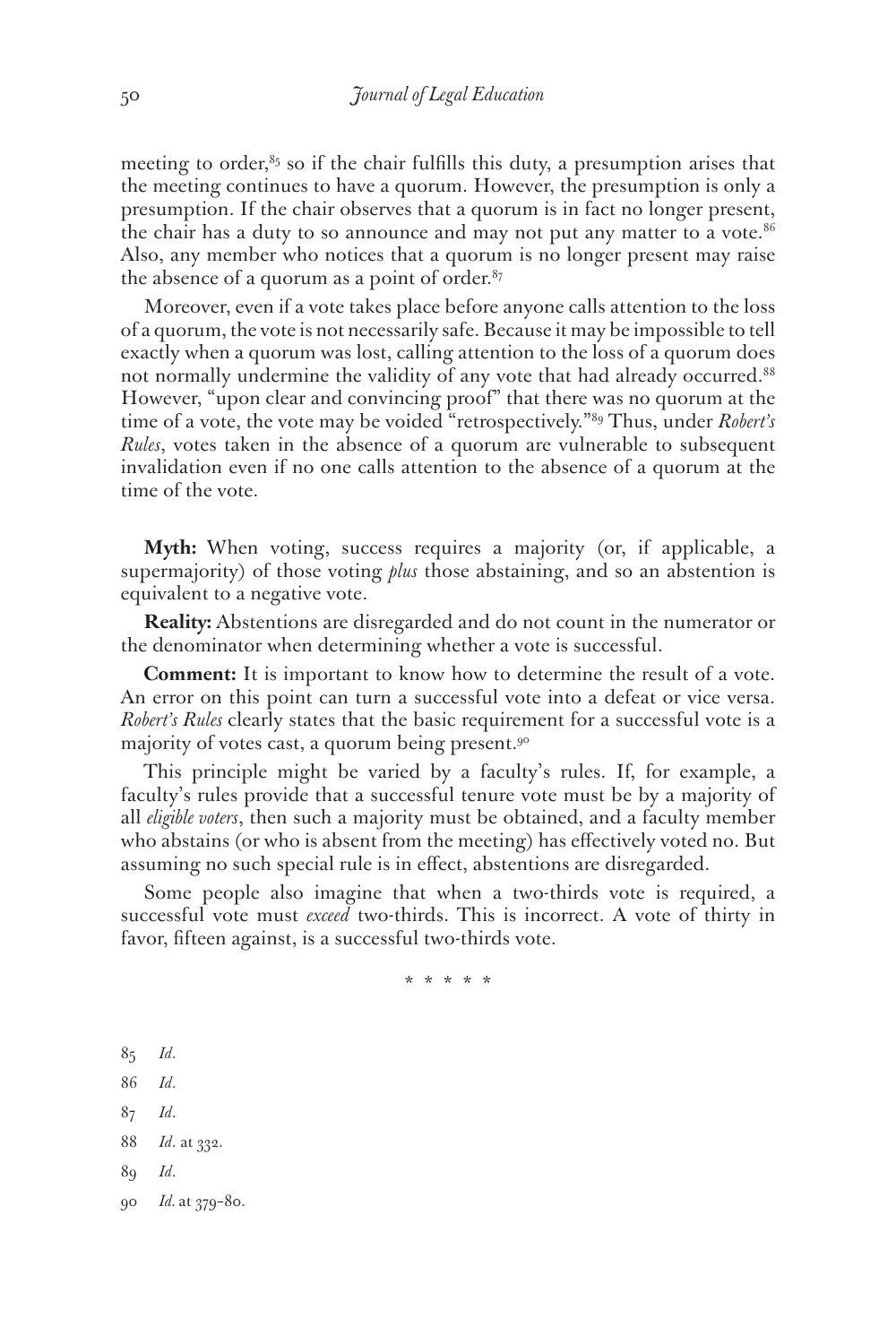meeting to order,[85] so if the chair fulfills this duty, a presumption arises that the meeting continues to have a quorum. However, the presumption is only a presumption. If the chair observes that a quorum is in fact no longer present, the chair has a duty to so announce and may not put any matter to a vote.[86] Also, any member who notices that a quorum is no longer present may raise the absence of a quorum as a point of order.[87]

Moreover, even if a vote takes place before anyone calls attention to the loss of a quorum, the vote is not necessarily safe. Because it may be impossible to tell exactly when a quorum was lost, calling attention to the loss of a quorum does not normally undermine the validity of any vote that had already occurred.[88] However, "upon clear and convincing proof" that there was no quorum at the time of a vote, the vote may be voided "retrospectively."[89] Thus, under *Robert's Rules*, votes taken in the absence of a quorum are vulnerable to subsequent invalidation even if no one calls attention to the absence of a quorum at the time of the vote.

**Myth:** When voting, success requires a majority (or, if applicable, a supermajority) of those voting *plus* those abstaining, and so an abstention is equivalent to a negative vote.

**Reality:** Abstentions are disregarded and do not count in the numerator or the denominator when determining whether a vote is successful.

**Comment:** It is important to know how to determine the result of a vote. An error on this point can turn a successful vote into a defeat or vice versa. *Robert's Rules* clearly states that the basic requirement for a successful vote is a majority of votes cast, a quorum being present.[90]

This principle might be varied by a faculty's rules. If, for example, a faculty's rules provide that a successful tenure vote must be by a majority of all *eligible voters*, then such a majority must be obtained, and a faculty member who abstains (or who is absent from the meeting) has effectively voted no. But assuming no such special rule is in effect, abstentions are disregarded.

Some people also imagine that when a two-thirds vote is required, a successful vote must *exceed* two-thirds. This is incorrect. A vote of thirty in favor, fifteen against, is a successful two-thirds vote.

\* \* \* \* \*

85 *Id.*

86 *Id.*

87 *Id.*

88 *Id.* at 332.

89 *Id.*

90 *Id.* at 379–80.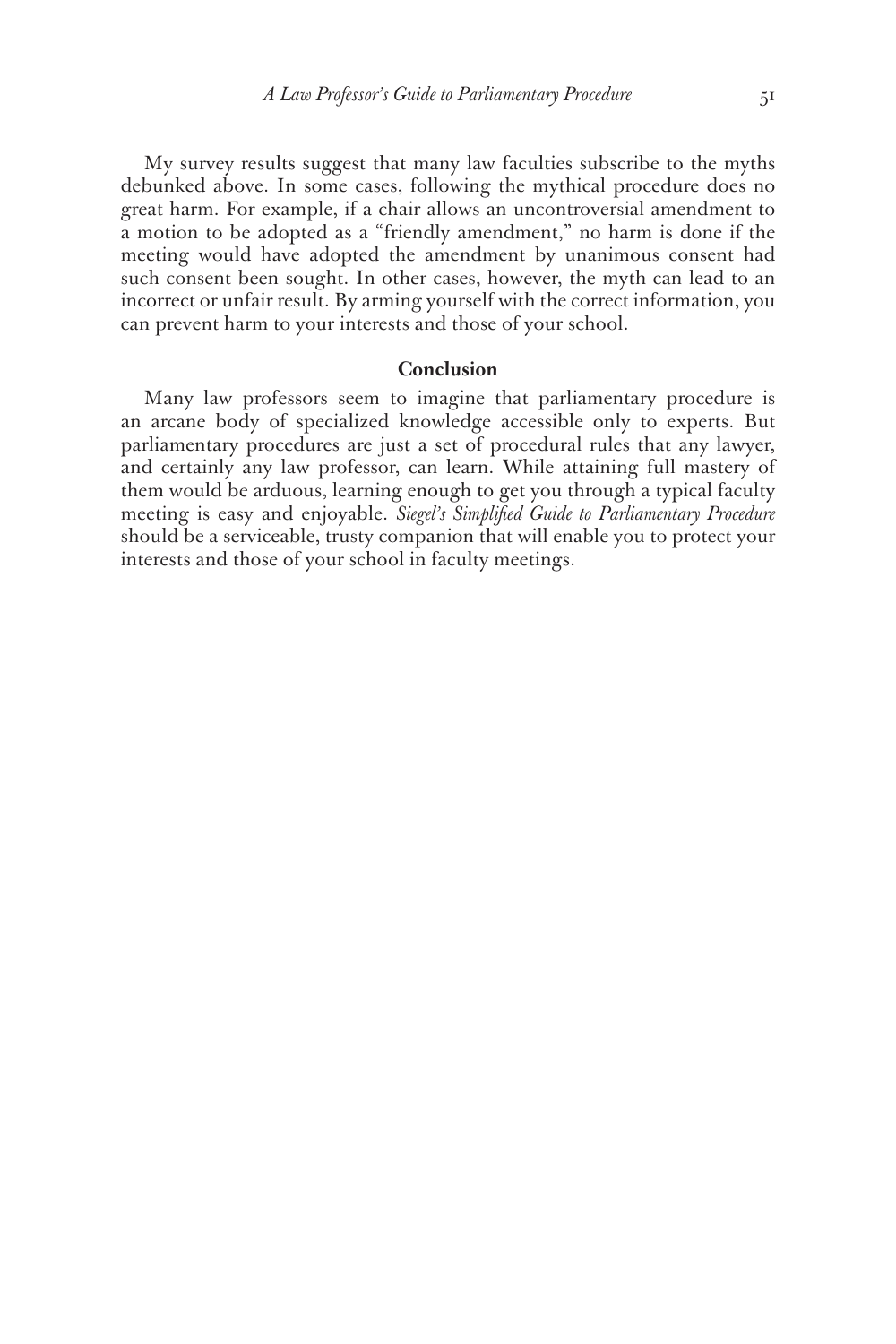My survey results suggest that many law faculties subscribe to the myths debunked above. In some cases, following the mythical procedure does no great harm. For example, if a chair allows an uncontroversial amendment to a motion to be adopted as a "friendly amendment," no harm is done if the meeting would have adopted the amendment by unanimous consent had such consent been sought. In other cases, however, the myth can lead to an incorrect or unfair result. By arming yourself with the correct information, you can prevent harm to your interests and those of your school.

## Conclusion

Many law professors seem to imagine that parliamentary procedure is an arcane body of specialized knowledge accessible only to experts. But parliamentary procedures are just a set of procedural rules that any lawyer, and certainly any law professor, can learn. While attaining full mastery of them would be arduous, learning enough to get you through a typical faculty meeting is easy and enjoyable. *Siegel's Simplified Guide to Parliamentary Procedure* should be a serviceable, trusty companion that will enable you to protect your interests and those of your school in faculty meetings.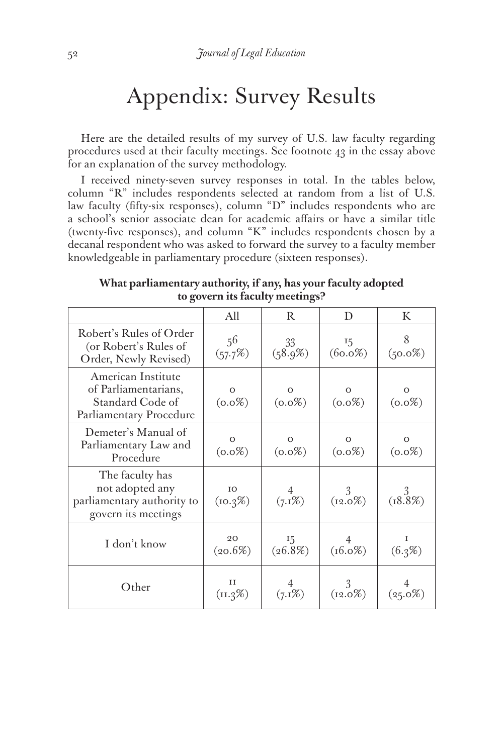# Appendix: Survey Results

Here are the detailed results of my survey of U.S. law faculty regarding procedures used at their faculty meetings. See footnote 43 in the essay above for an explanation of the survey methodology.

I received ninety-seven survey responses in total. In the tables below, column "R" includes respondents selected at random from a list of U.S. law faculty (fifty-six responses), column "D" includes respondents who are a school's senior associate dean for academic affairs or have a similar title (twenty-five responses), and column "K" includes respondents chosen by a decanal respondent who was asked to forward the survey to a faculty member knowledgeable in parliamentary procedure (sixteen responses).

**What parliamentary authority, if any, has your faculty adopted to govern its faculty meetings?**

| | All | R | D | K |
|---|---|---|---|---|
| Robert's Rules of Order (or Robert's Rules of Order, Newly Revised) | 56 (57.7%) | 33 (58.9%) | 15 (60.0%) | 8 (50.0%) |
| American Institute of Parliamentarians, Standard Code of Parliamentary Procedure | 0 (0.0%) | 0 (0.0%) | 0 (0.0%) | 0 (0.0%) |
| Demeter's Manual of Parliamentary Law and Procedure | 0 (0.0%) | 0 (0.0%) | 0 (0.0%) | 0 (0.0%) |
| The faculty has not adopted any parliamentary authority to govern its meetings | 10 (10.3%) | 4 (7.1%) | 3 (12.0%) | 3 (18.8%) |
| I don't know | 20 (20.6%) | 15 (26.8%) | 4 (16.0%) | 1 (6.3%) |
| Other | 11 (11.3%) | 4 (7.1%) | 3 (12.0%) | 4 (25.0%) |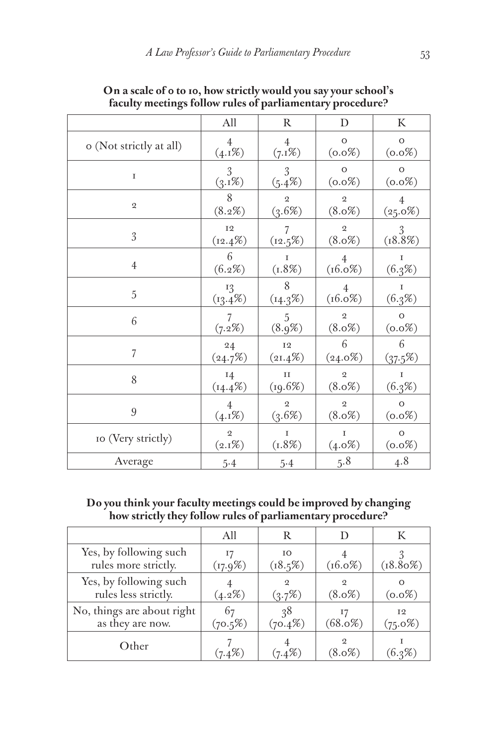**On a scale of 0 to 10, how strictly would you say your school's faculty meetings follow rules of parliamentary procedure?**

| | All | R | D | K |
|---|---|---|---|---|
| 0 (Not strictly at all) | 4 (4.1%) | 4 (7.1%) | 0 (0.0%) | 0 (0.0%) |
| 1 | 3 (3.1%) | 3 (5.4%) | 0 (0.0%) | 0 (0.0%) |
| 2 | 8 (8.2%) | 2 (3.6%) | 2 (8.0%) | 4 (25.0%) |
| 3 | 12 (12.4%) | 7 (12.5%) | 2 (8.0%) | 3 (18.8%) |
| 4 | 6 (6.2%) | 1 (1.8%) | 4 (16.0%) | 1 (6.3%) |
| 5 | 13 (13.4%) | 8 (14.3%) | 4 (16.0%) | 1 (6.3%) |
| 6 | 7 (7.2%) | 5 (8.9%) | 2 (8.0%) | 0 (0.0%) |
| 7 | 24 (24.7%) | 12 (21.4%) | 6 (24.0%) | 6 (37.5%) |
| 8 | 14 (14.4%) | 11 (19.6%) | 2 (8.0%) | 1 (6.3%) |
| 9 | 4 (4.1%) | 2 (3.6%) | 2 (8.0%) | 0 (0.0%) |
| 10 (Very strictly) | 2 (2.1%) | 1 (1.8%) | 1 (4.0%) | 0 (0.0%) |
| Average | 5.4 | 5.4 | 5.8 | 4.8 |

**Do you think your faculty meetings could be improved by changing how strictly they follow rules of parliamentary procedure?**

| | All | R | D | K |
|---|---|---|---|---|
| Yes, by following such rules more strictly. | 17 (17.9%) | 10 (18.5%) | 4 (16.0%) | 3 (18.80%) |
| Yes, by following such rules less strictly. | 4 (4.2%) | 2 (3.7%) | 2 (8.0%) | 0 (0.0%) |
| No, things are about right as they are now. | 67 (70.5%) | 38 (70.4%) | 17 (68.0%) | 12 (75.0%) |
| Other | 7 (7.4%) | 4 (7.4%) | 2 (8.0%) | 1 (6.3%) |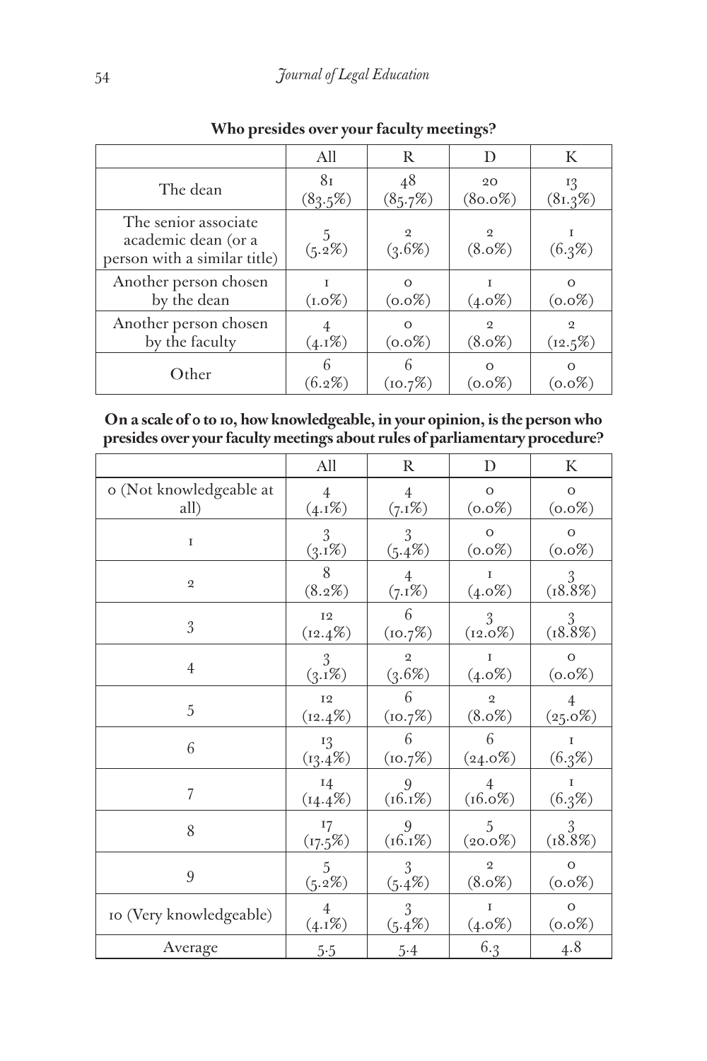**Who presides over your faculty meetings?**

| | All | R | D | K |
|---|---|---|---|---|
| The dean | 81 (83.5%) | 48 (85.7%) | 20 (80.0%) | 13 (81.3%) |
| The senior associate academic dean (or a person with a similar title) | 5 (5.2%) | 2 (3.6%) | 2 (8.0%) | 1 (6.3%) |
| Another person chosen by the dean | 1 (1.0%) | 0 (0.0%) | 1 (4.0%) | 0 (0.0%) |
| Another person chosen by the faculty | 4 (4.1%) | 0 (0.0%) | 2 (8.0%) | 2 (12.5%) |
| Other | 6 (6.2%) | 6 (10.7%) | 0 (0.0%) | 0 (0.0%) |

**On a scale of 0 to 10, how knowledgeable, in your opinion, is the person who presides over your faculty meetings about rules of parliamentary procedure?**

| | All | R | D | K |
|---|---|---|---|---|
| 0 (Not knowledgeable at all) | 4 (4.1%) | 4 (7.1%) | 0 (0.0%) | 0 (0.0%) |
| 1 | 3 (3.1%) | 3 (5.4%) | 0 (0.0%) | 0 (0.0%) |
| 2 | 8 (8.2%) | 4 (7.1%) | 1 (4.0%) | 3 (18.8%) |
| 3 | 12 (12.4%) | 6 (10.7%) | 3 (12.0%) | 3 (18.8%) |
| 4 | 3 (3.1%) | 2 (3.6%) | 1 (4.0%) | 0 (0.0%) |
| 5 | 12 (12.4%) | 6 (10.7%) | 2 (8.0%) | 4 (25.0%) |
| 6 | 13 (13.4%) | 6 (10.7%) | 6 (24.0%) | 1 (6.3%) |
| 7 | 14 (14.4%) | 9 (16.1%) | 4 (16.0%) | 1 (6.3%) |
| 8 | 17 (17.5%) | 9 (16.1%) | 5 (20.0%) | 3 (18.8%) |
| 9 | 5 (5.2%) | 3 (5.4%) | 2 (8.0%) | 0 (0.0%) |
| 10 (Very knowledgeable) | 4 (4.1%) | 3 (5.4%) | 1 (4.0%) | 0 (0.0%) |
| Average | 5.5 | 5.4 | 6.3 | 4.8 |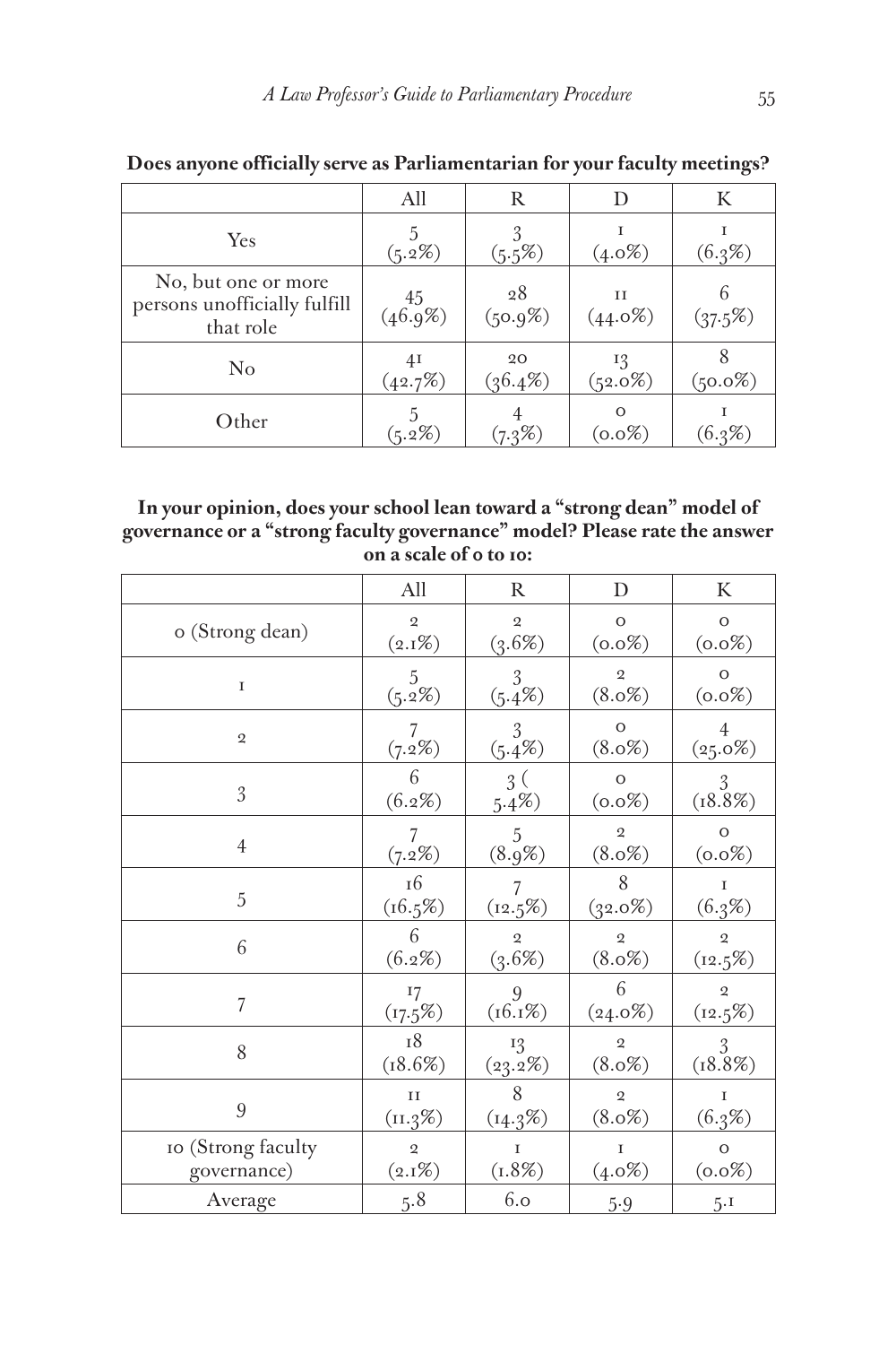**Does anyone officially serve as Parliamentarian for your faculty meetings?**

| | All | R | D | K |
|---|---|---|---|---|
| Yes | 5 (5.2%) | 3 (5.5%) | 1 (4.0%) | 1 (6.3%) |
| No, but one or more persons unofficially fulfill that role | 45 (46.9%) | 28 (50.9%) | 11 (44.0%) | 6 (37.5%) |
| No | 41 (42.7%) | 20 (36.4%) | 13 (52.0%) | 8 (50.0%) |
| Other | 5 (5.2%) | 4 (7.3%) | 0 (0.0%) | 1 (6.3%) |

**In your opinion, does your school lean toward a "strong dean" model of governance or a "strong faculty governance" model? Please rate the answer on a scale of 0 to 10:**

| | All | R | D | K |
|---|---|---|---|---|
| 0 (Strong dean) | 2 (2.1%) | 2 (3.6%) | 0 (0.0%) | 0 (0.0%) |
| 1 | 5 (5.2%) | 3 (5.4%) | 2 (8.0%) | 0 (0.0%) |
| 2 | 7 (7.2%) | 3 (5.4%) | 0 (8.0%) | 4 (25.0%) |
| 3 | 6 (6.2%) | 3 ( 5.4%) | 0 (0.0%) | 3 (18.8%) |
| 4 | 7 (7.2%) | 5 (8.9%) | 2 (8.0%) | 0 (0.0%) |
| 5 | 16 (16.5%) | 7 (12.5%) | 8 (32.0%) | 1 (6.3%) |
| 6 | 6 (6.2%) | 2 (3.6%) | 2 (8.0%) | 2 (12.5%) |
| 7 | 17 (17.5%) | 9 (16.1%) | 6 (24.0%) | 2 (12.5%) |
| 8 | 18 (18.6%) | 13 (23.2%) | 2 (8.0%) | 3 (18.8%) |
| 9 | 11 (11.3%) | 8 (14.3%) | 2 (8.0%) | 1 (6.3%) |
| 10 (Strong faculty governance) | 2 (2.1%) | 1 (1.8%) | 1 (4.0%) | 0 (0.0%) |
| Average | 5.8 | 6.0 | 5.9 | 5.1 |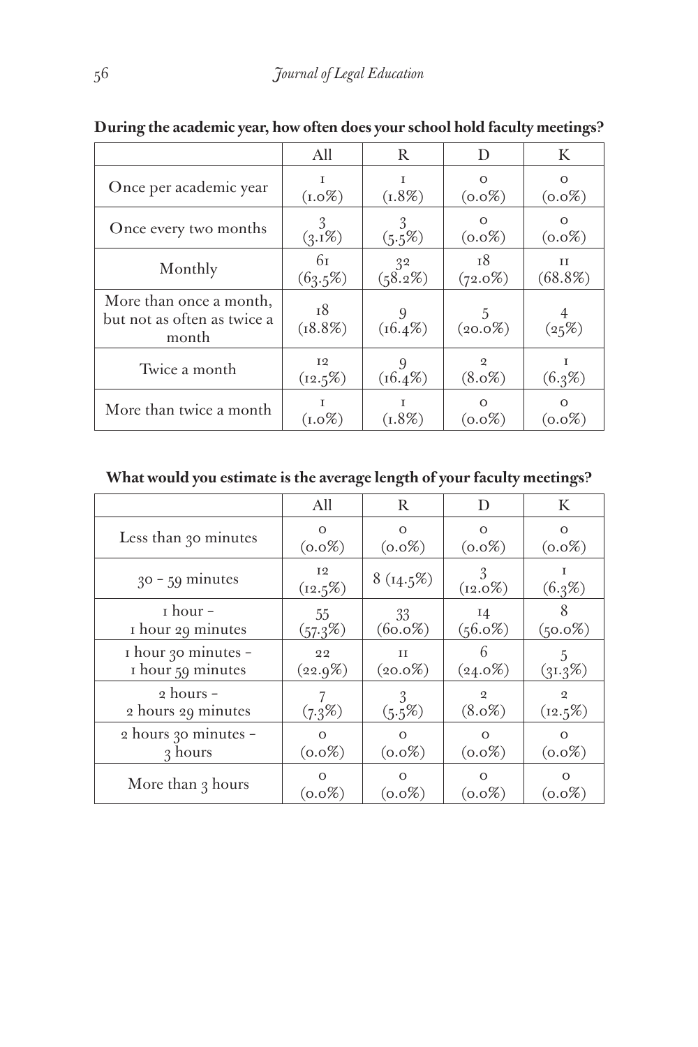**During the academic year, how often does your school hold faculty meetings?**

| | All | R | D | K |
|---|---|---|---|---|
| Once per academic year | 1 (1.0%) | 1 (1.8%) | 0 (0.0%) | 0 (0.0%) |
| Once every two months | 3 (3.1%) | 3 (5.5%) | 0 (0.0%) | 0 (0.0%) |
| Monthly | 61 (63.5%) | 32 (58.2%) | 18 (72.0%) | 11 (68.8%) |
| More than once a month, but not as often as twice a month | 18 (18.8%) | 9 (16.4%) | 5 (20.0%) | 4 (25%) |
| Twice a month | 12 (12.5%) | 9 (16.4%) | 2 (8.0%) | 1 (6.3%) |
| More than twice a month | 1 (1.0%) | 1 (1.8%) | 0 (0.0%) | 0 (0.0%) |

**What would you estimate is the average length of your faculty meetings?**

| | All | R | D | K |
|---|---|---|---|---|
| Less than 30 minutes | 0 (0.0%) | 0 (0.0%) | 0 (0.0%) | 0 (0.0%) |
| 30 - 59 minutes | 12 (12.5%) | 8 (14.5%) | 3 (12.0%) | 1 (6.3%) |
| 1 hour - 1 hour 29 minutes | 55 (57.3%) | 33 (60.0%) | 14 (56.0%) | 8 (50.0%) |
| 1 hour 30 minutes - 1 hour 59 minutes | 22 (22.9%) | 11 (20.0%) | 6 (24.0%) | 5 (31.3%) |
| 2 hours - 2 hours 29 minutes | 7 (7.3%) | 3 (5.5%) | 2 (8.0%) | 2 (12.5%) |
| 2 hours 30 minutes - 3 hours | 0 (0.0%) | 0 (0.0%) | 0 (0.0%) | 0 (0.0%) |
| More than 3 hours | 0 (0.0%) | 0 (0.0%) | 0 (0.0%) | 0 (0.0%) |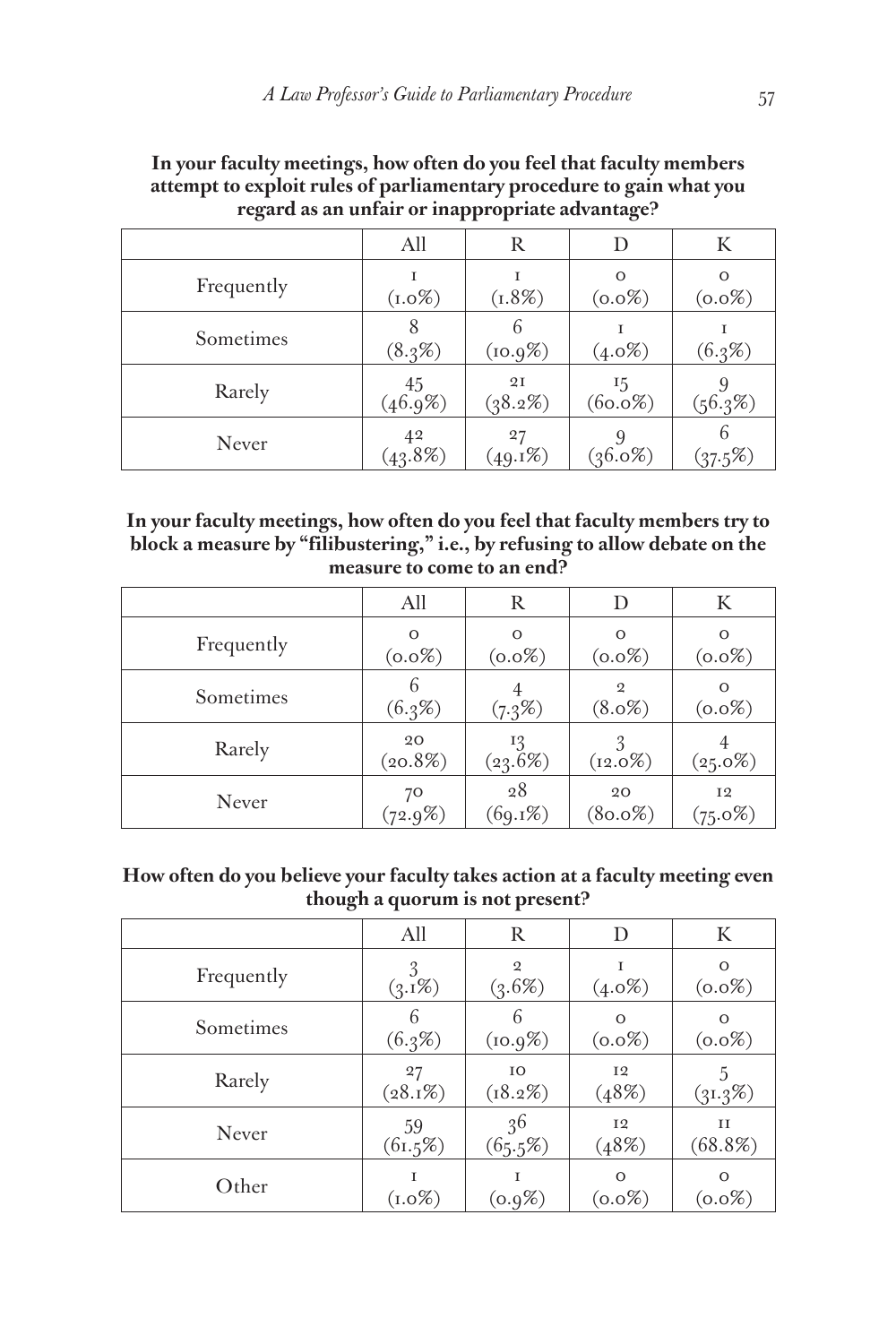**In your faculty meetings, how often do you feel that faculty members attempt to exploit rules of parliamentary procedure to gain what you regard as an unfair or inappropriate advantage?**

| | All | R | D | K |
|---|---|---|---|---|
| Frequently | 1 (1.0%) | 1 (1.8%) | 0 (0.0%) | 0 (0.0%) |
| Sometimes | 8 (8.3%) | 6 (10.9%) | 1 (4.0%) | 1 (6.3%) |
| Rarely | 45 (46.9%) | 21 (38.2%) | 15 (60.0%) | 9 (56.3%) |
| Never | 42 (43.8%) | 27 (49.1%) | 9 (36.0%) | 6 (37.5%) |

**In your faculty meetings, how often do you feel that faculty members try to block a measure by "filibustering," i.e., by refusing to allow debate on the measure to come to an end?**

| | All | R | D | K |
|---|---|---|---|---|
| Frequently | 0 (0.0%) | 0 (0.0%) | 0 (0.0%) | 0 (0.0%) |
| Sometimes | 6 (6.3%) | 4 (7.3%) | 2 (8.0%) | 0 (0.0%) |
| Rarely | 20 (20.8%) | 13 (23.6%) | 3 (12.0%) | 4 (25.0%) |
| Never | 70 (72.9%) | 28 (69.1%) | 20 (80.0%) | 12 (75.0%) |

**How often do you believe your faculty takes action at a faculty meeting even though a quorum is not present?**

| | All | R | D | K |
|---|---|---|---|---|
| Frequently | 3 (3.1%) | 2 (3.6%) | 1 (4.0%) | 0 (0.0%) |
| Sometimes | 6 (6.3%) | 6 (10.9%) | 0 (0.0%) | 0 (0.0%) |
| Rarely | 27 (28.1%) | 10 (18.2%) | 12 (48%) | 5 (31.3%) |
| Never | 59 (61.5%) | 36 (65.5%) | 12 (48%) | 11 (68.8%) |
| Other | 1 (1.0%) | 1 (0.9%) | 0 (0.0%) | 0 (0.0%) |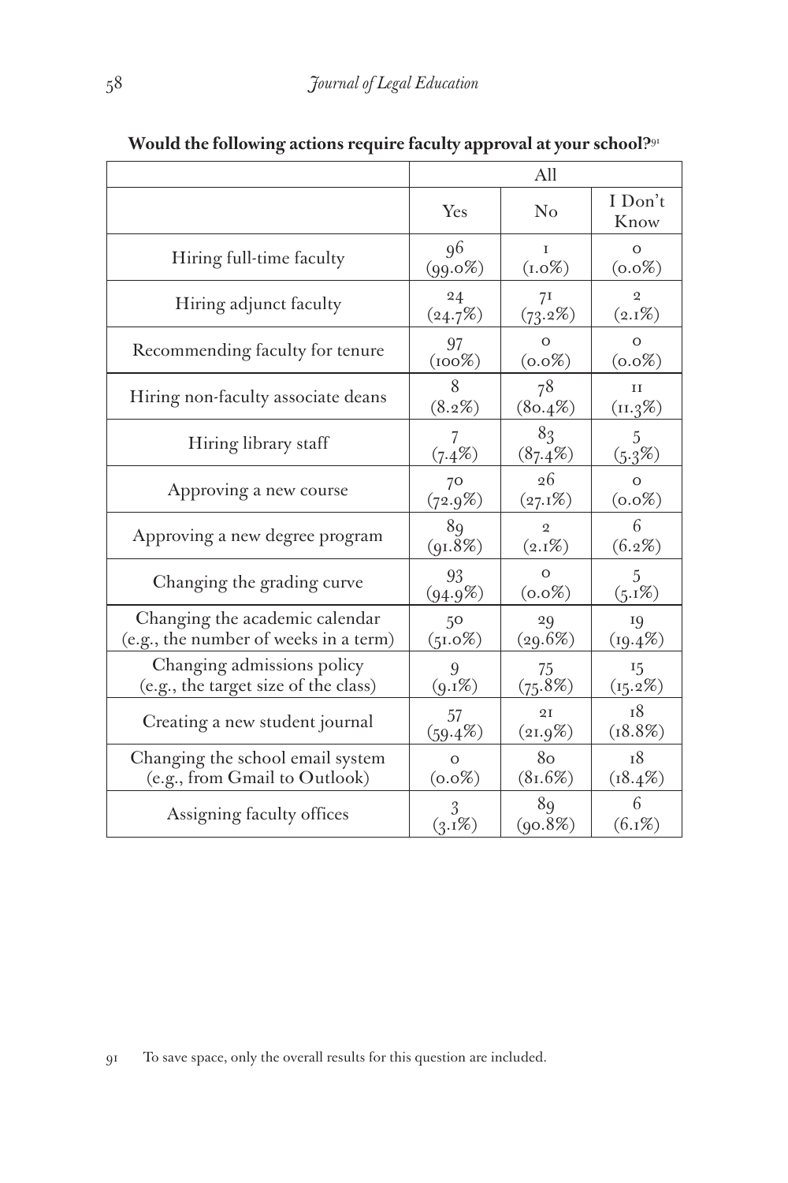**Would the following actions require faculty approval at your school?**[91]

| | All | | |
|---|---|---|---|
| | Yes | No | I Don't Know |
| Hiring full-time faculty | 96 (99.0%) | 1 (1.0%) | 0 (0.0%) |
| Hiring adjunct faculty | 24 (24.7%) | 71 (73.2%) | 2 (2.1%) |
| Recommending faculty for tenure | 97 (100%) | 0 (0.0%) | 0 (0.0%) |
| Hiring non-faculty associate deans | 8 (8.2%) | 78 (80.4%) | 11 (11.3%) |
| Hiring library staff | 7 (7.4%) | 83 (87.4%) | 5 (5.3%) |
| Approving a new course | 70 (72.9%) | 26 (27.1%) | 0 (0.0%) |
| Approving a new degree program | 89 (91.8%) | 2 (2.1%) | 6 (6.2%) |
| Changing the grading curve | 93 (94.9%) | 0 (0.0%) | 5 (5.1%) |
| Changing the academic calendar (e.g., the number of weeks in a term) | 50 (51.0%) | 29 (29.6%) | 19 (19.4%) |
| Changing admissions policy (e.g., the target size of the class) | 9 (9.1%) | 75 (75.8%) | 15 (15.2%) |
| Creating a new student journal | 57 (59.4%) | 21 (21.9%) | 18 (18.8%) |
| Changing the school email system (e.g., from Gmail to Outlook) | 0 (0.0%) | 80 (81.6%) | 18 (18.4%) |
| Assigning faculty offices | 3 (3.1%) | 89 (90.8%) | 6 (6.1%) |

91 To save space, only the overall results for this question are included.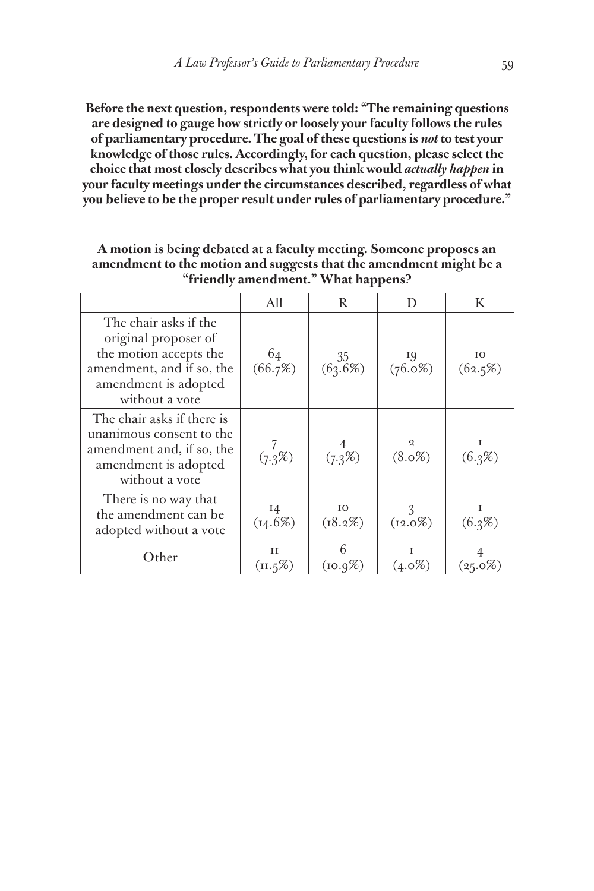**Before the next question, respondents were told: "The remaining questions are designed to gauge how strictly or loosely your faculty follows the rules of parliamentary procedure. The goal of these questions is *not* to test your knowledge of those rules. Accordingly, for each question, please select the choice that most closely describes what you think would *actually happen* in your faculty meetings under the circumstances described, regardless of what you believe to be the proper result under rules of parliamentary procedure."**

**A motion is being debated at a faculty meeting. Someone proposes an amendment to the motion and suggests that the amendment might be a "friendly amendment." What happens?**

| | All | R | D | K |
|---|---|---|---|---|
| The chair asks if the original proposer of the motion accepts the amendment, and if so, the amendment is adopted without a vote | 64 (66.7%) | 35 (63.6%) | 19 (76.0%) | 10 (62.5%) |
| The chair asks if there is unanimous consent to the amendment and, if so, the amendment is adopted without a vote | 7 (7.3%) | 4 (7.3%) | 2 (8.0%) | 1 (6.3%) |
| There is no way that the amendment can be adopted without a vote | 14 (14.6%) | 10 (18.2%) | 3 (12.0%) | 1 (6.3%) |
| Other | 11 (11.5%) | 6 (10.9%) | 1 (4.0%) | 4 (25.0%) |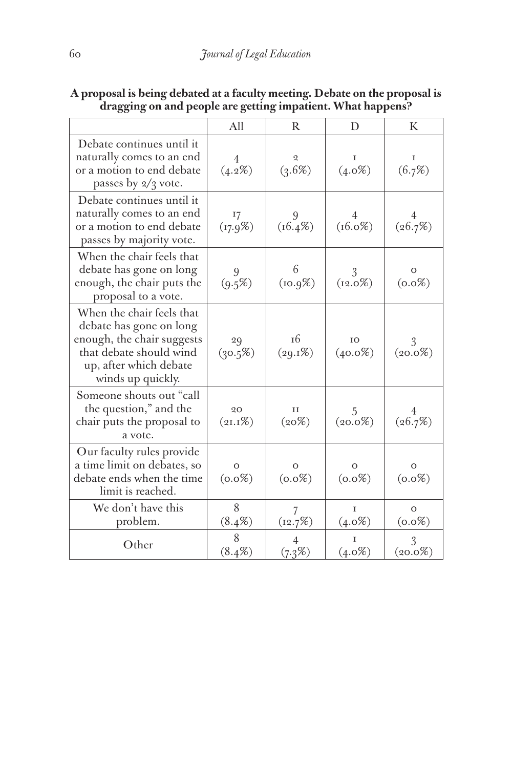**A proposal is being debated at a faculty meeting. Debate on the proposal is dragging on and people are getting impatient. What happens?**

| | All | R | D | K |
|---|---|---|---|---|
| Debate continues until it naturally comes to an end or a motion to end debate passes by 2/3 vote. | 4 (4.2%) | 2 (3.6%) | 1 (4.0%) | 1 (6.7%) |
| Debate continues until it naturally comes to an end or a motion to end debate passes by majority vote. | 17 (17.9%) | 9 (16.4%) | 4 (16.0%) | 4 (26.7%) |
| When the chair feels that debate has gone on long enough, the chair puts the proposal to a vote. | 9 (9.5%) | 6 (10.9%) | 3 (12.0%) | 0 (0.0%) |
| When the chair feels that debate has gone on long enough, the chair suggests that debate should wind up, after which debate winds up quickly. | 29 (30.5%) | 16 (29.1%) | 10 (40.0%) | 3 (20.0%) |
| Someone shouts out "call the question," and the chair puts the proposal to a vote. | 20 (21.1%) | 11 (20%) | 5 (20.0%) | 4 (26.7%) |
| Our faculty rules provide a time limit on debates, so debate ends when the time limit is reached. | 0 (0.0%) | 0 (0.0%) | 0 (0.0%) | 0 (0.0%) |
| We don't have this problem. | 8 (8.4%) | 7 (12.7%) | 1 (4.0%) | 0 (0.0%) |
| Other | 8 (8.4%) | 4 (7.3%) | 1 (4.0%) | 3 (20.0%) |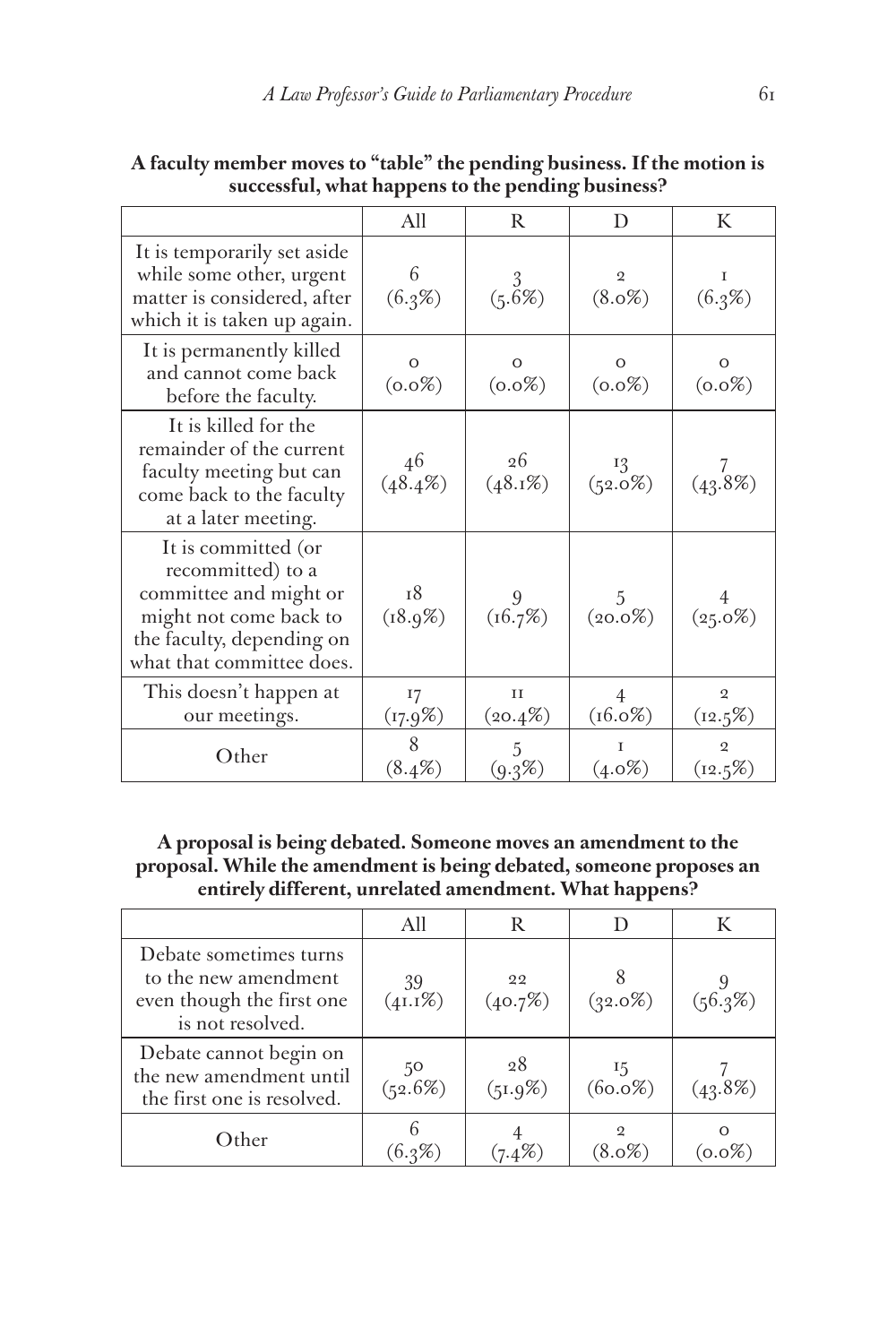**A faculty member moves to "table" the pending business. If the motion is successful, what happens to the pending business?**

| | All | R | D | K |
|---|---|---|---|---|
| It is temporarily set aside while some other, urgent matter is considered, after which it is taken up again. | 6 (6.3%) | 3 (5.6%) | 2 (8.0%) | 1 (6.3%) |
| It is permanently killed and cannot come back before the faculty. | 0 (0.0%) | 0 (0.0%) | 0 (0.0%) | 0 (0.0%) |
| It is killed for the remainder of the current faculty meeting but can come back to the faculty at a later meeting. | 46 (48.4%) | 26 (48.1%) | 13 (52.0%) | 7 (43.8%) |
| It is committed (or recommitted) to a committee and might or might not come back to the faculty, depending on what that committee does. | 18 (18.9%) | 9 (16.7%) | 5 (20.0%) | 4 (25.0%) |
| This doesn't happen at our meetings. | 17 (17.9%) | 11 (20.4%) | 4 (16.0%) | 2 (12.5%) |
| Other | 8 (8.4%) | 5 (9.3%) | 1 (4.0%) | 2 (12.5%) |

**A proposal is being debated. Someone moves an amendment to the proposal. While the amendment is being debated, someone proposes an entirely different, unrelated amendment. What happens?**

| | All | R | D | K |
|---|---|---|---|---|
| Debate sometimes turns to the new amendment even though the first one is not resolved. | 39 (41.1%) | 22 (40.7%) | 8 (32.0%) | 9 (56.3%) |
| Debate cannot begin on the new amendment until the first one is resolved. | 50 (52.6%) | 28 (51.9%) | 15 (60.0%) | 7 (43.8%) |
| Other | 6 (6.3%) | 4 (7.4%) | 2 (8.0%) | 0 (0.0%) |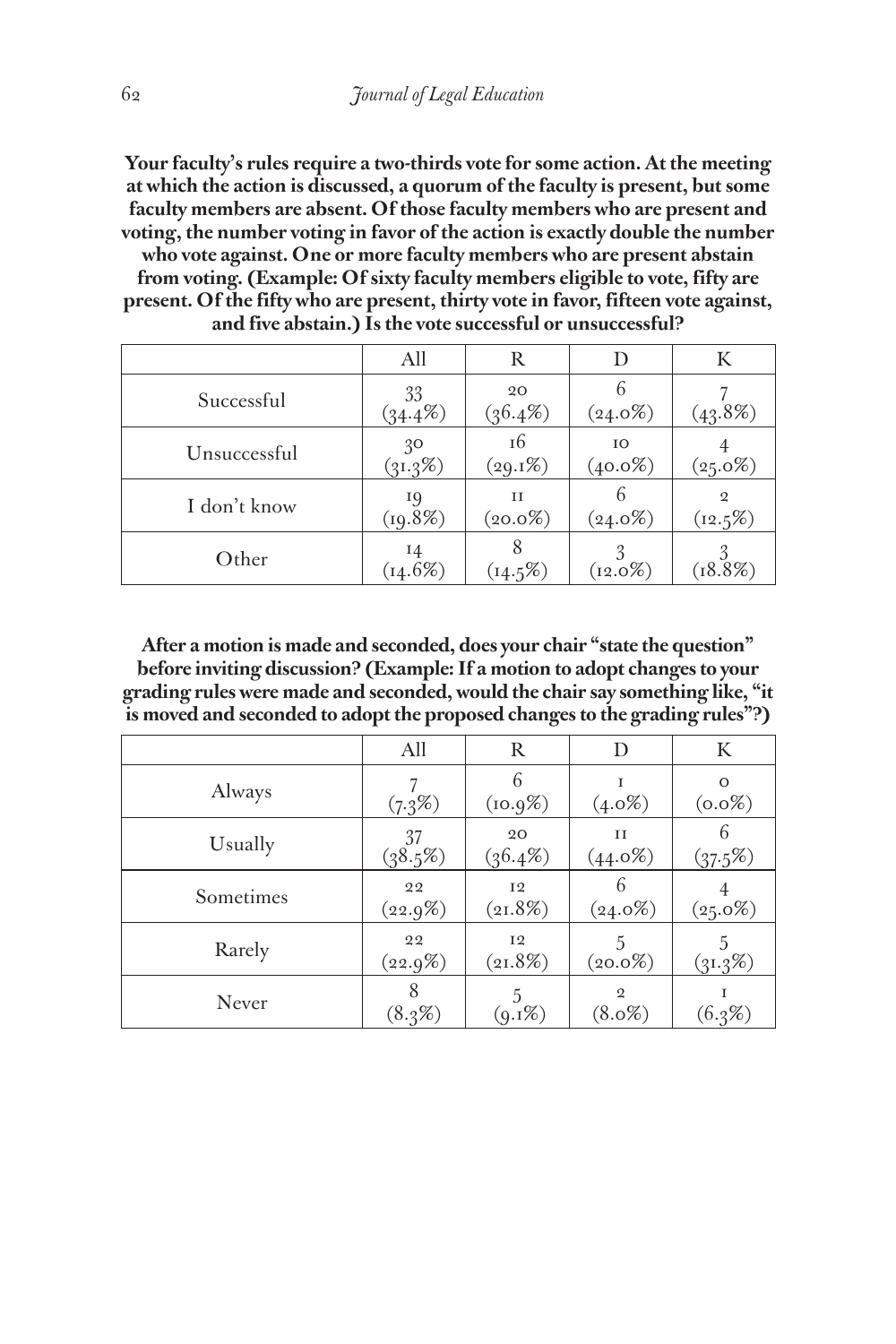**Your faculty's rules require a two-thirds vote for some action. At the meeting at which the action is discussed, a quorum of the faculty is present, but some faculty members are absent. Of those faculty members who are present and voting, the number voting in favor of the action is exactly double the number who vote against. One or more faculty members who are present abstain from voting. (Example: Of sixty faculty members eligible to vote, fifty are present. Of the fifty who are present, thirty vote in favor, fifteen vote against, and five abstain.) Is the vote successful or unsuccessful?**

| | All | R | D | K |
|---|---|---|---|---|
| Successful | 33 (34.4%) | 20 (36.4%) | 6 (24.0%) | 7 (43.8%) |
| Unsuccessful | 30 (31.3%) | 16 (29.1%) | 10 (40.0%) | 4 (25.0%) |
| I don't know | 19 (19.8%) | 11 (20.0%) | 6 (24.0%) | 2 (12.5%) |
| Other | 14 (14.6%) | 8 (14.5%) | 3 (12.0%) | 3 (18.8%) |

**After a motion is made and seconded, does your chair "state the question" before inviting discussion? (Example: If a motion to adopt changes to your grading rules were made and seconded, would the chair say something like, "it is moved and seconded to adopt the proposed changes to the grading rules"?)**

| | All | R | D | K |
|---|---|---|---|---|
| Always | 7 (7.3%) | 6 (10.9%) | 1 (4.0%) | 0 (0.0%) |
| Usually | 37 (38.5%) | 20 (36.4%) | 11 (44.0%) | 6 (37.5%) |
| Sometimes | 22 (22.9%) | 12 (21.8%) | 6 (24.0%) | 4 (25.0%) |
| Rarely | 22 (22.9%) | 12 (21.8%) | 5 (20.0%) | 5 (31.3%) |
| Never | 8 (8.3%) | 5 (9.1%) | 2 (8.0%) | 1 (6.3%) |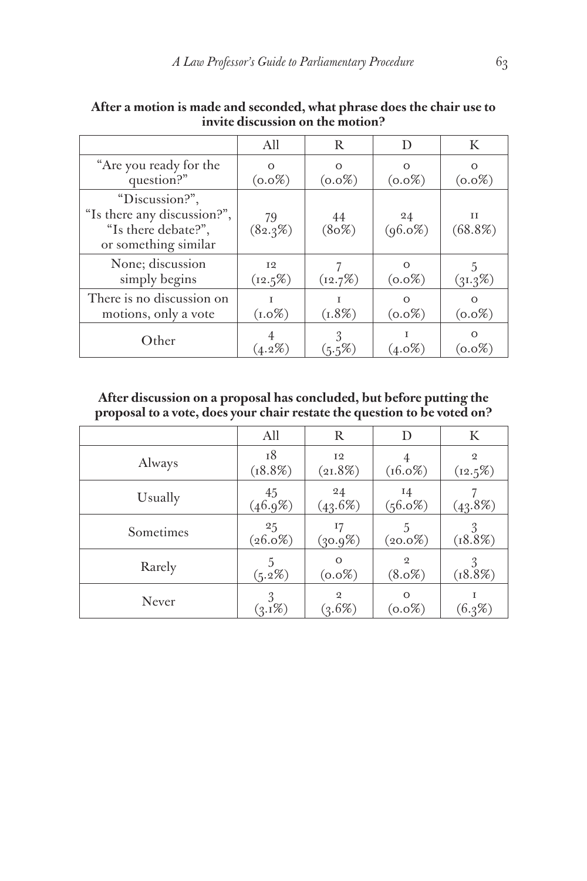**After a motion is made and seconded, what phrase does the chair use to invite discussion on the motion?**

| | All | R | D | K |
|---|---|---|---|---|
| "Are you ready for the question?" | 0 (0.0%) | 0 (0.0%) | 0 (0.0%) | 0 (0.0%) |
| "Discussion?", "Is there any discussion?", "Is there debate?", or something similar | 79 (82.3%) | 44 (80%) | 24 (96.0%) | 11 (68.8%) |
| None; discussion simply begins | 12 (12.5%) | 7 (12.7%) | 0 (0.0%) | 5 (31.3%) |
| There is no discussion on motions, only a vote | 1 (1.0%) | 1 (1.8%) | 0 (0.0%) | 0 (0.0%) |
| Other | 4 (4.2%) | 3 (5.5%) | 1 (4.0%) | 0 (0.0%) |

**After discussion on a proposal has concluded, but before putting the proposal to a vote, does your chair restate the question to be voted on?**

| | All | R | D | K |
|---|---|---|---|---|
| Always | 18 (18.8%) | 12 (21.8%) | 4 (16.0%) | 2 (12.5%) |
| Usually | 45 (46.9%) | 24 (43.6%) | 14 (56.0%) | 7 (43.8%) |
| Sometimes | 25 (26.0%) | 17 (30.9%) | 5 (20.0%) | 3 (18.8%) |
| Rarely | 5 (5.2%) | 0 (0.0%) | 2 (8.0%) | 3 (18.8%) |
| Never | 3 (3.1%) | 2 (3.6%) | 0 (0.0%) | 1 (6.3%) |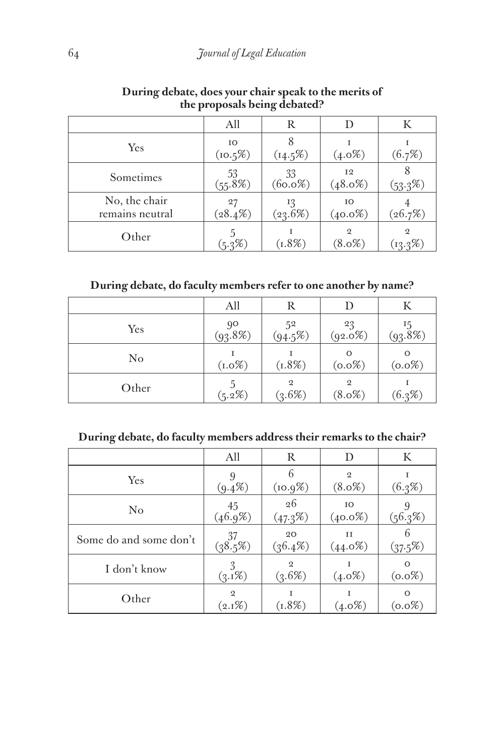**During debate, does your chair speak to the merits of the proposals being debated?**

| | All | R | D | K |
|---|---|---|---|---|
| Yes | 10 (10.5%) | 8 (14.5%) | 1 (4.0%) | 1 (6.7%) |
| Sometimes | 53 (55.8%) | 33 (60.0%) | 12 (48.0%) | 8 (53.3%) |
| No, the chair remains neutral | 27 (28.4%) | 13 (23.6%) | 10 (40.0%) | 4 (26.7%) |
| Other | 5 (5.3%) | 1 (1.8%) | 2 (8.0%) | 2 (13.3%) |

**During debate, do faculty members refer to one another by name?**

| | All | R | D | K |
|---|---|---|---|---|
| Yes | 90 (93.8%) | 52 (94.5%) | 23 (92.0%) | 15 (93.8%) |
| No | 1 (1.0%) | 1 (1.8%) | 0 (0.0%) | 0 (0.0%) |
| Other | 5 (5.2%) | 2 (3.6%) | 2 (8.0%) | 1 (6.3%) |

**During debate, do faculty members address their remarks to the chair?**

| | All | R | D | K |
|---|---|---|---|---|
| Yes | 9 (9.4%) | 6 (10.9%) | 2 (8.0%) | 1 (6.3%) |
| No | 45 (46.9%) | 26 (47.3%) | 10 (40.0%) | 9 (56.3%) |
| Some do and some don't | 37 (38.5%) | 20 (36.4%) | 11 (44.0%) | 6 (37.5%) |
| I don't know | 3 (3.1%) | 2 (3.6%) | 1 (4.0%) | 0 (0.0%) |
| Other | 2 (2.1%) | 1 (1.8%) | 1 (4.0%) | 0 (0.0%) |